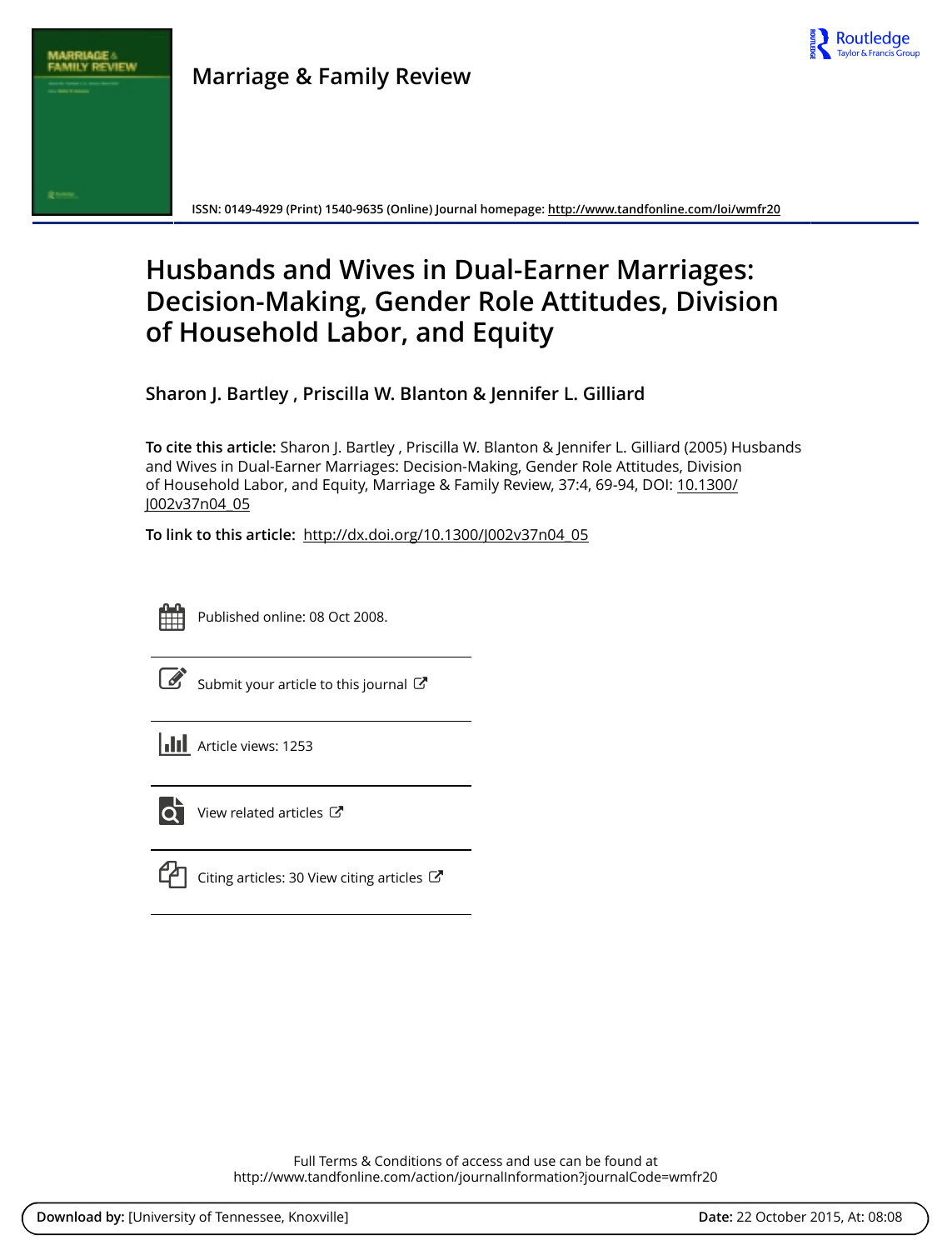# Marriage & Family Review

ISSN: 0149-4929 (Print) 1540-9635 (Online) Journal homepage: http://www.tandfonline.com/loi/wmfr20

# Husbands and Wives in Dual-Earner Marriages: Decision-Making, Gender Role Attitudes, Division of Household Labor, and Equity

**Sharon J. Bartley , Priscilla W. Blanton & Jennifer L. Gilliard**

**To cite this article:** Sharon J. Bartley , Priscilla W. Blanton & Jennifer L. Gilliard (2005) Husbands and Wives in Dual-Earner Marriages: Decision-Making, Gender Role Attitudes, Division of Household Labor, and Equity, Marriage & Family Review, 37:4, 69-94, DOI: 10.1300/J002v37n04_05

**To link to this article:** http://dx.doi.org/10.1300/J002v37n04_05

Published online: 08 Oct 2008.

Submit your article to this journal

Article views: 1253

View related articles

Citing articles: 30 View citing articles

Full Terms & Conditions of access and use can be found at http://www.tandfonline.com/action/journalInformation?journalCode=wmfr20

**Download by:** [University of Tennessee, Knoxville] **Date:** 22 October 2015, At: 08:08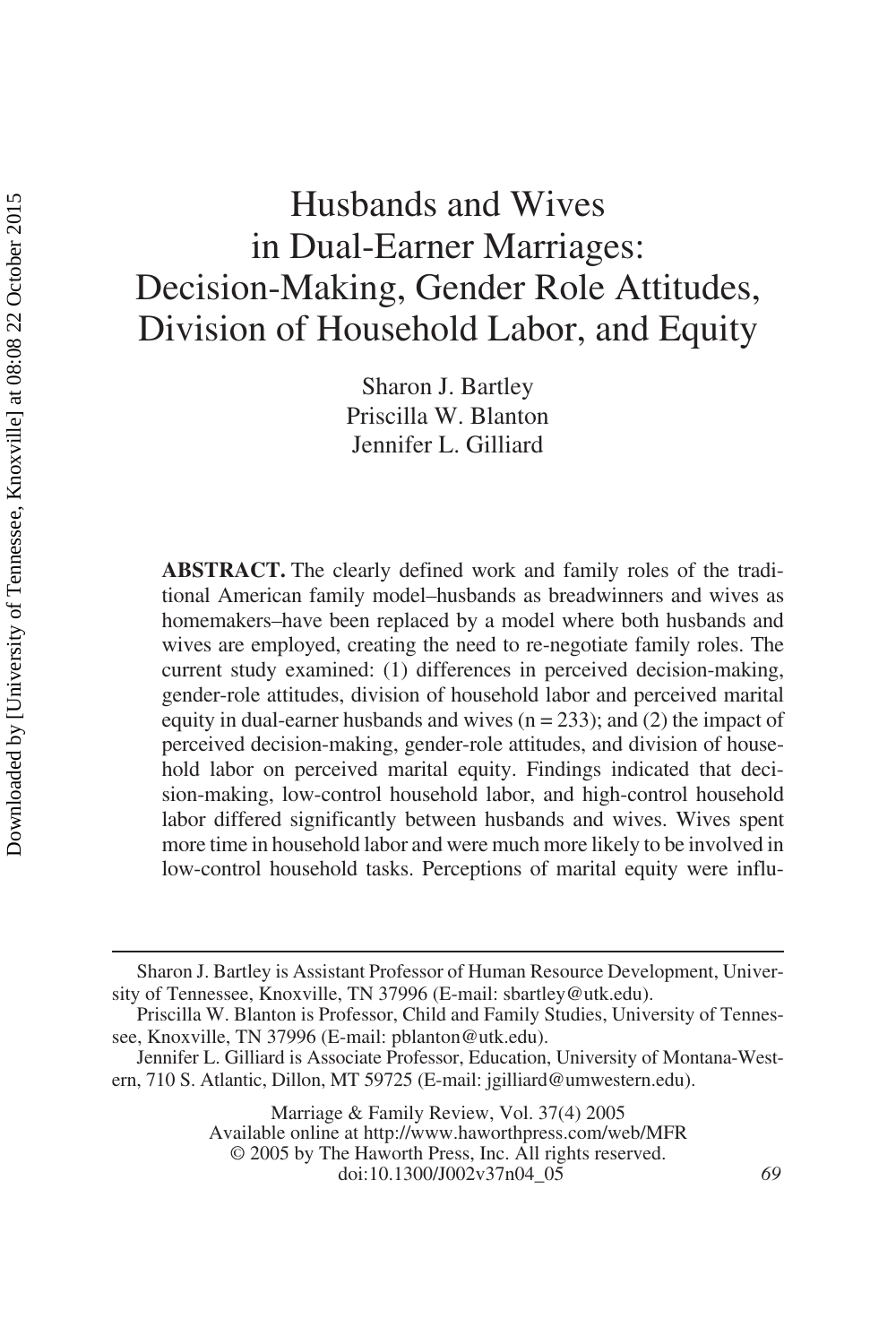# Husbands and Wives in Dual-Earner Marriages: Decision-Making, Gender Role Attitudes, Division of Household Labor, and Equity

Sharon J. Bartley
Priscilla W. Blanton
Jennifer L. Gilliard

**ABSTRACT.** The clearly defined work and family roles of the traditional American family model–husbands as breadwinners and wives as homemakers–have been replaced by a model where both husbands and wives are employed, creating the need to re-negotiate family roles. The current study examined: (1) differences in perceived decision-making, gender-role attitudes, division of household labor and perceived marital equity in dual-earner husbands and wives (n = 233); and (2) the impact of perceived decision-making, gender-role attitudes, and division of household labor on perceived marital equity. Findings indicated that decision-making, low-control household labor, and high-control household labor differed significantly between husbands and wives. Wives spent more time in household labor and were much more likely to be involved in low-control household tasks. Perceptions of marital equity were influ-

---

Sharon J. Bartley is Assistant Professor of Human Resource Development, University of Tennessee, Knoxville, TN 37996 (E-mail: sbartley@utk.edu).

Priscilla W. Blanton is Professor, Child and Family Studies, University of Tennessee, Knoxville, TN 37996 (E-mail: pblanton@utk.edu).

Jennifer L. Gilliard is Associate Professor, Education, University of Montana-Western, 710 S. Atlantic, Dillon, MT 59725 (E-mail: jgilliard@umwestern.edu).

Marriage & Family Review, Vol. 37(4) 2005
Available online at http://www.haworthpress.com/web/MFR
© 2005 by The Haworth Press, Inc. All rights reserved.
doi:10.1300/J002v37n04_05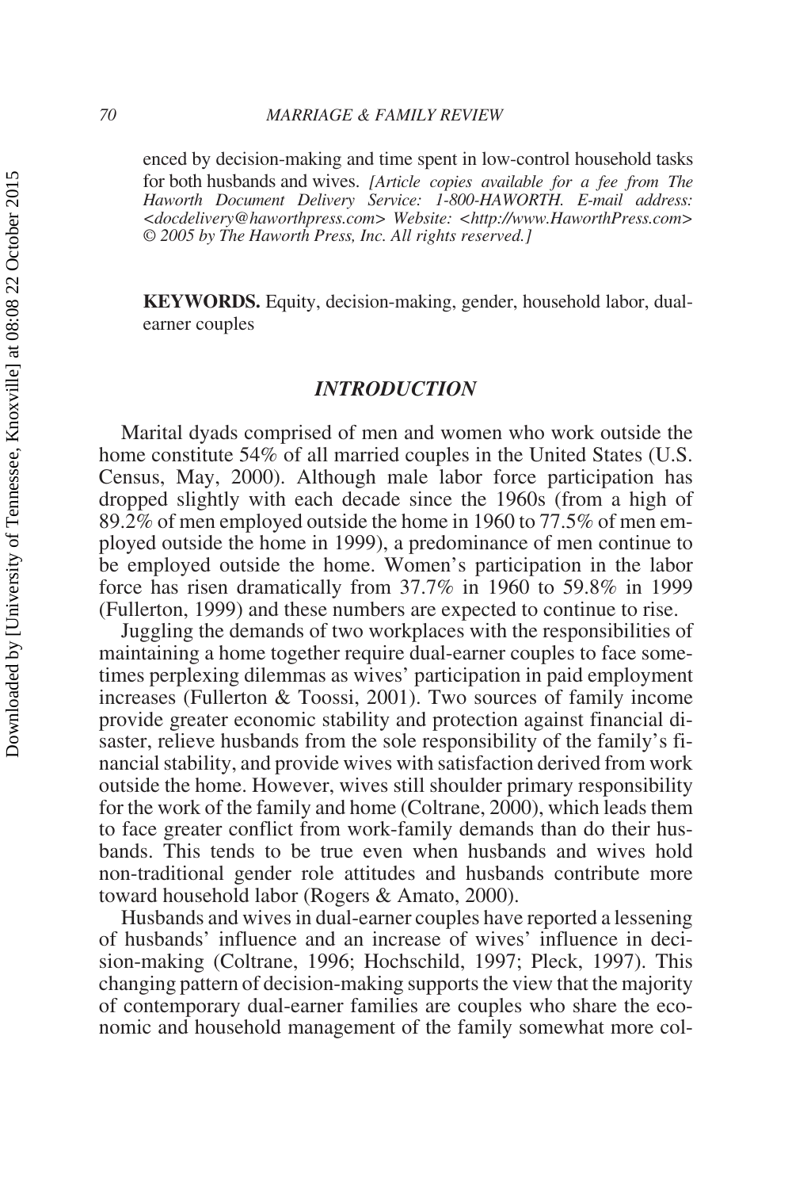enced by decision-making and time spent in low-control household tasks for both husbands and wives. *[Article copies available for a fee from The Haworth Document Delivery Service: 1-800-HAWORTH. E-mail address: <docdelivery@haworthpress.com> Website: <http://www.HaworthPress.com> © 2005 by The Haworth Press, Inc. All rights reserved.]*

**KEYWORDS.** Equity, decision-making, gender, household labor, dual-earner couples

## *INTRODUCTION*

Marital dyads comprised of men and women who work outside the home constitute 54% of all married couples in the United States (U.S. Census, May, 2000). Although male labor force participation has dropped slightly with each decade since the 1960s (from a high of 89.2% of men employed outside the home in 1960 to 77.5% of men employed outside the home in 1999), a predominance of men continue to be employed outside the home. Women's participation in the labor force has risen dramatically from 37.7% in 1960 to 59.8% in 1999 (Fullerton, 1999) and these numbers are expected to continue to rise.

Juggling the demands of two workplaces with the responsibilities of maintaining a home together require dual-earner couples to face sometimes perplexing dilemmas as wives' participation in paid employment increases (Fullerton & Toossi, 2001). Two sources of family income provide greater economic stability and protection against financial disaster, relieve husbands from the sole responsibility of the family's financial stability, and provide wives with satisfaction derived from work outside the home. However, wives still shoulder primary responsibility for the work of the family and home (Coltrane, 2000), which leads them to face greater conflict from work-family demands than do their husbands. This tends to be true even when husbands and wives hold non-traditional gender role attitudes and husbands contribute more toward household labor (Rogers & Amato, 2000).

Husbands and wives in dual-earner couples have reported a lessening of husbands' influence and an increase of wives' influence in decision-making (Coltrane, 1996; Hochschild, 1997; Pleck, 1997). This changing pattern of decision-making supports the view that the majority of contemporary dual-earner families are couples who share the economic and household management of the family somewhat more col-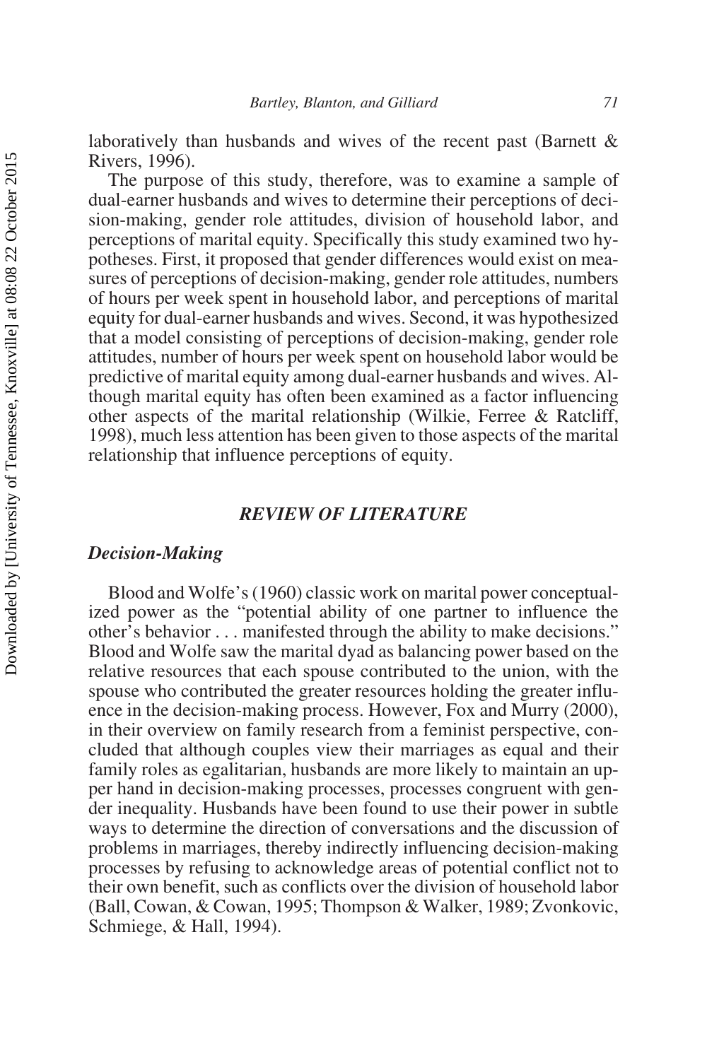laboratively than husbands and wives of the recent past (Barnett & Rivers, 1996).

The purpose of this study, therefore, was to examine a sample of dual-earner husbands and wives to determine their perceptions of decision-making, gender role attitudes, division of household labor, and perceptions of marital equity. Specifically this study examined two hypotheses. First, it proposed that gender differences would exist on measures of perceptions of decision-making, gender role attitudes, numbers of hours per week spent in household labor, and perceptions of marital equity for dual-earner husbands and wives. Second, it was hypothesized that a model consisting of perceptions of decision-making, gender role attitudes, number of hours per week spent on household labor would be predictive of marital equity among dual-earner husbands and wives. Although marital equity has often been examined as a factor influencing other aspects of the marital relationship (Wilkie, Ferree & Ratcliff, 1998), much less attention has been given to those aspects of the marital relationship that influence perceptions of equity.

## *REVIEW OF LITERATURE*

### *Decision-Making*

Blood and Wolfe's (1960) classic work on marital power conceptualized power as the "potential ability of one partner to influence the other's behavior . . . manifested through the ability to make decisions." Blood and Wolfe saw the marital dyad as balancing power based on the relative resources that each spouse contributed to the union, with the spouse who contributed the greater resources holding the greater influence in the decision-making process. However, Fox and Murry (2000), in their overview on family research from a feminist perspective, concluded that although couples view their marriages as equal and their family roles as egalitarian, husbands are more likely to maintain an upper hand in decision-making processes, processes congruent with gender inequality. Husbands have been found to use their power in subtle ways to determine the direction of conversations and the discussion of problems in marriages, thereby indirectly influencing decision-making processes by refusing to acknowledge areas of potential conflict not to their own benefit, such as conflicts over the division of household labor (Ball, Cowan, & Cowan, 1995; Thompson & Walker, 1989; Zvonkovic, Schmiege, & Hall, 1994).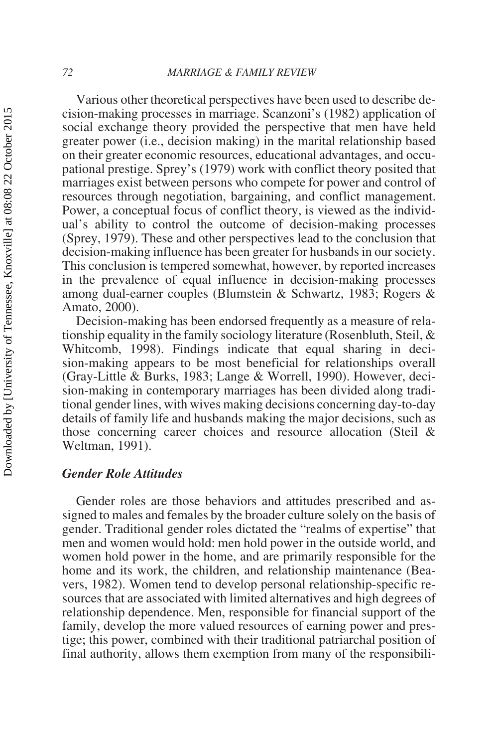Various other theoretical perspectives have been used to describe decision-making processes in marriage. Scanzoni's (1982) application of social exchange theory provided the perspective that men have held greater power (i.e., decision making) in the marital relationship based on their greater economic resources, educational advantages, and occupational prestige. Sprey's (1979) work with conflict theory posited that marriages exist between persons who compete for power and control of resources through negotiation, bargaining, and conflict management. Power, a conceptual focus of conflict theory, is viewed as the individual's ability to control the outcome of decision-making processes (Sprey, 1979). These and other perspectives lead to the conclusion that decision-making influence has been greater for husbands in our society. This conclusion is tempered somewhat, however, by reported increases in the prevalence of equal influence in decision-making processes among dual-earner couples (Blumstein & Schwartz, 1983; Rogers & Amato, 2000).

Decision-making has been endorsed frequently as a measure of relationship equality in the family sociology literature (Rosenbluth, Steil, & Whitcomb, 1998). Findings indicate that equal sharing in decision-making appears to be most beneficial for relationships overall (Gray-Little & Burks, 1983; Lange & Worrell, 1990). However, decision-making in contemporary marriages has been divided along traditional gender lines, with wives making decisions concerning day-to-day details of family life and husbands making the major decisions, such as those concerning career choices and resource allocation (Steil & Weltman, 1991).

### *Gender Role Attitudes*

Gender roles are those behaviors and attitudes prescribed and assigned to males and females by the broader culture solely on the basis of gender. Traditional gender roles dictated the "realms of expertise" that men and women would hold: men hold power in the outside world, and women hold power in the home, and are primarily responsible for the home and its work, the children, and relationship maintenance (Beavers, 1982). Women tend to develop personal relationship-specific resources that are associated with limited alternatives and high degrees of relationship dependence. Men, responsible for financial support of the family, develop the more valued resources of earning power and prestige; this power, combined with their traditional patriarchal position of final authority, allows them exemption from many of the responsibili-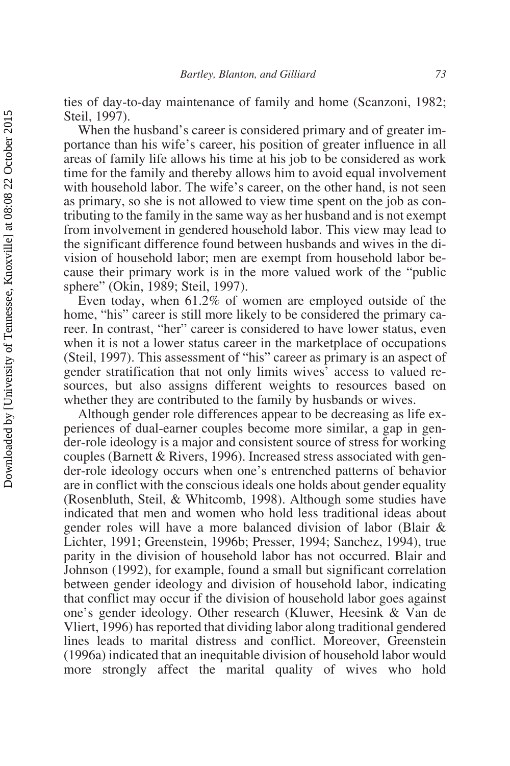ties of day-to-day maintenance of family and home (Scanzoni, 1982; Steil, 1997).

When the husband's career is considered primary and of greater importance than his wife's career, his position of greater influence in all areas of family life allows his time at his job to be considered as work time for the family and thereby allows him to avoid equal involvement with household labor. The wife's career, on the other hand, is not seen as primary, so she is not allowed to view time spent on the job as contributing to the family in the same way as her husband and is not exempt from involvement in gendered household labor. This view may lead to the significant difference found between husbands and wives in the division of household labor; men are exempt from household labor because their primary work is in the more valued work of the "public sphere" (Okin, 1989; Steil, 1997).

Even today, when 61.2% of women are employed outside of the home, "his" career is still more likely to be considered the primary career. In contrast, "her" career is considered to have lower status, even when it is not a lower status career in the marketplace of occupations (Steil, 1997). This assessment of "his" career as primary is an aspect of gender stratification that not only limits wives' access to valued resources, but also assigns different weights to resources based on whether they are contributed to the family by husbands or wives.

Although gender role differences appear to be decreasing as life experiences of dual-earner couples become more similar, a gap in gender-role ideology is a major and consistent source of stress for working couples (Barnett & Rivers, 1996). Increased stress associated with gender-role ideology occurs when one's entrenched patterns of behavior are in conflict with the conscious ideals one holds about gender equality (Rosenbluth, Steil, & Whitcomb, 1998). Although some studies have indicated that men and women who hold less traditional ideas about gender roles will have a more balanced division of labor (Blair & Lichter, 1991; Greenstein, 1996b; Presser, 1994; Sanchez, 1994), true parity in the division of household labor has not occurred. Blair and Johnson (1992), for example, found a small but significant correlation between gender ideology and division of household labor, indicating that conflict may occur if the division of household labor goes against one's gender ideology. Other research (Kluwer, Heesink & Van de Vliert, 1996) has reported that dividing labor along traditional gendered lines leads to marital distress and conflict. Moreover, Greenstein (1996a) indicated that an inequitable division of household labor would more strongly affect the marital quality of wives who hold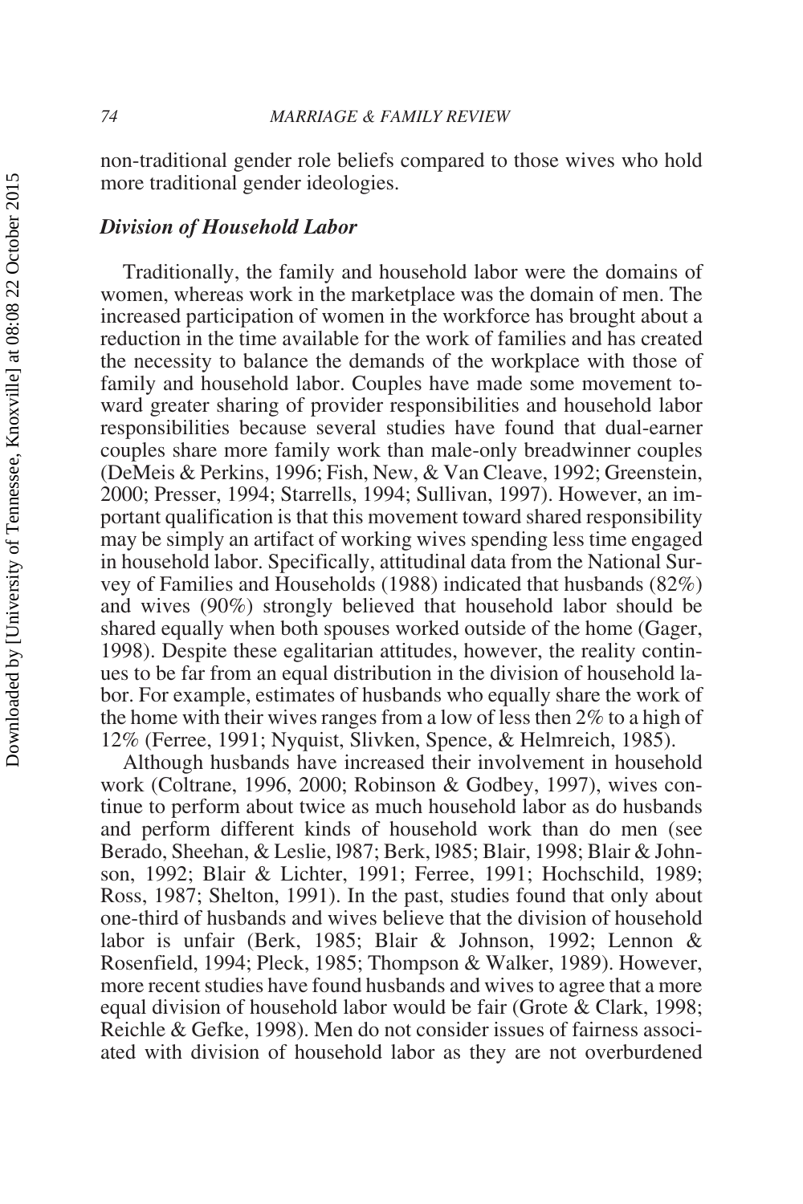non-traditional gender role beliefs compared to those wives who hold more traditional gender ideologies.

### *Division of Household Labor*

Traditionally, the family and household labor were the domains of women, whereas work in the marketplace was the domain of men. The increased participation of women in the workforce has brought about a reduction in the time available for the work of families and has created the necessity to balance the demands of the workplace with those of family and household labor. Couples have made some movement toward greater sharing of provider responsibilities and household labor responsibilities because several studies have found that dual-earner couples share more family work than male-only breadwinner couples (DeMeis & Perkins, 1996; Fish, New, & Van Cleave, 1992; Greenstein, 2000; Presser, 1994; Starrells, 1994; Sullivan, 1997). However, an important qualification is that this movement toward shared responsibility may be simply an artifact of working wives spending less time engaged in household labor. Specifically, attitudinal data from the National Survey of Families and Households (1988) indicated that husbands (82%) and wives (90%) strongly believed that household labor should be shared equally when both spouses worked outside of the home (Gager, 1998). Despite these egalitarian attitudes, however, the reality continues to be far from an equal distribution in the division of household labor. For example, estimates of husbands who equally share the work of the home with their wives ranges from a low of less then 2% to a high of 12% (Ferree, 1991; Nyquist, Slivken, Spence, & Helmreich, 1985).

Although husbands have increased their involvement in household work (Coltrane, 1996, 2000; Robinson & Godbey, 1997), wives continue to perform about twice as much household labor as do husbands and perform different kinds of household work than do men (see Berado, Sheehan, & Leslie, l987; Berk, l985; Blair, 1998; Blair & Johnson, 1992; Blair & Lichter, 1991; Ferree, 1991; Hochschild, 1989; Ross, 1987; Shelton, 1991). In the past, studies found that only about one-third of husbands and wives believe that the division of household labor is unfair (Berk, 1985; Blair & Johnson, 1992; Lennon & Rosenfield, 1994; Pleck, 1985; Thompson & Walker, 1989). However, more recent studies have found husbands and wives to agree that a more equal division of household labor would be fair (Grote & Clark, 1998; Reichle & Gefke, 1998). Men do not consider issues of fairness associated with division of household labor as they are not overburdened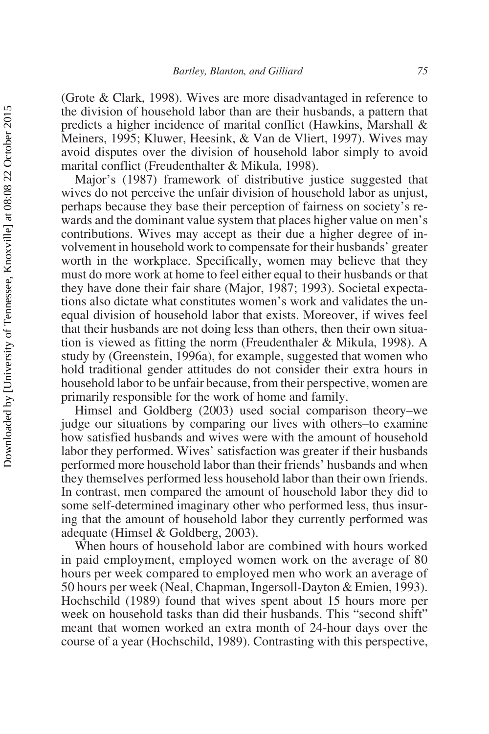(Grote & Clark, 1998). Wives are more disadvantaged in reference to the division of household labor than are their husbands, a pattern that predicts a higher incidence of marital conflict (Hawkins, Marshall & Meiners, 1995; Kluwer, Heesink, & Van de Vliert, 1997). Wives may avoid disputes over the division of household labor simply to avoid marital conflict (Freudenthalter & Mikula, 1998).

Major's (1987) framework of distributive justice suggested that wives do not perceive the unfair division of household labor as unjust, perhaps because they base their perception of fairness on society's rewards and the dominant value system that places higher value on men's contributions. Wives may accept as their due a higher degree of involvement in household work to compensate for their husbands' greater worth in the workplace. Specifically, women may believe that they must do more work at home to feel either equal to their husbands or that they have done their fair share (Major, 1987; 1993). Societal expectations also dictate what constitutes women's work and validates the unequal division of household labor that exists. Moreover, if wives feel that their husbands are not doing less than others, then their own situation is viewed as fitting the norm (Freudenthaler & Mikula, 1998). A study by (Greenstein, 1996a), for example, suggested that women who hold traditional gender attitudes do not consider their extra hours in household labor to be unfair because, from their perspective, women are primarily responsible for the work of home and family.

Himsel and Goldberg (2003) used social comparison theory–we judge our situations by comparing our lives with others–to examine how satisfied husbands and wives were with the amount of household labor they performed. Wives' satisfaction was greater if their husbands performed more household labor than their friends' husbands and when they themselves performed less household labor than their own friends. In contrast, men compared the amount of household labor they did to some self-determined imaginary other who performed less, thus insuring that the amount of household labor they currently performed was adequate (Himsel & Goldberg, 2003).

When hours of household labor are combined with hours worked in paid employment, employed women work on the average of 80 hours per week compared to employed men who work an average of 50 hours per week (Neal, Chapman, Ingersoll-Dayton & Emien, 1993). Hochschild (1989) found that wives spent about 15 hours more per week on household tasks than did their husbands. This "second shift" meant that women worked an extra month of 24-hour days over the course of a year (Hochschild, 1989). Contrasting with this perspective,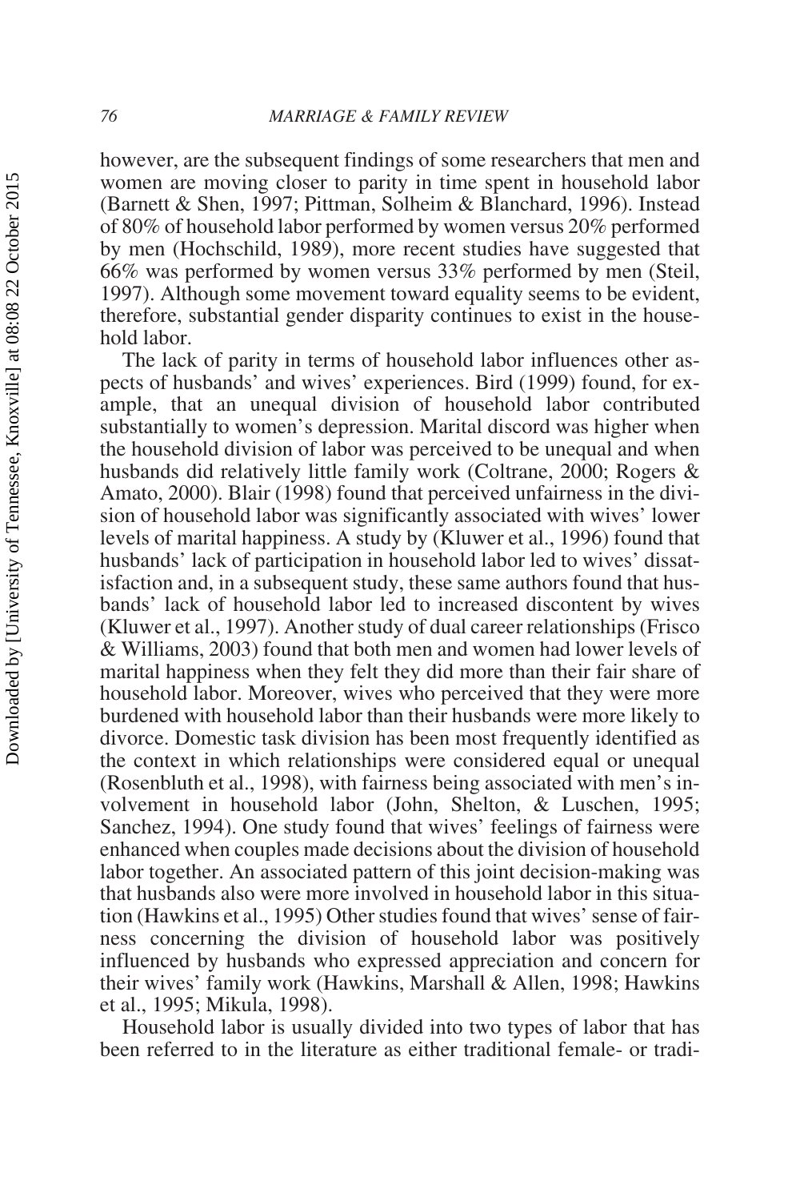however, are the subsequent findings of some researchers that men and women are moving closer to parity in time spent in household labor (Barnett & Shen, 1997; Pittman, Solheim & Blanchard, 1996). Instead of 80% of household labor performed by women versus 20% performed by men (Hochschild, 1989), more recent studies have suggested that 66% was performed by women versus 33% performed by men (Steil, 1997). Although some movement toward equality seems to be evident, therefore, substantial gender disparity continues to exist in the household labor.

The lack of parity in terms of household labor influences other aspects of husbands' and wives' experiences. Bird (1999) found, for example, that an unequal division of household labor contributed substantially to women's depression. Marital discord was higher when the household division of labor was perceived to be unequal and when husbands did relatively little family work (Coltrane, 2000; Rogers & Amato, 2000). Blair (1998) found that perceived unfairness in the division of household labor was significantly associated with wives' lower levels of marital happiness. A study by (Kluwer et al., 1996) found that husbands' lack of participation in household labor led to wives' dissatisfaction and, in a subsequent study, these same authors found that husbands' lack of household labor led to increased discontent by wives (Kluwer et al., 1997). Another study of dual career relationships (Frisco & Williams, 2003) found that both men and women had lower levels of marital happiness when they felt they did more than their fair share of household labor. Moreover, wives who perceived that they were more burdened with household labor than their husbands were more likely to divorce. Domestic task division has been most frequently identified as the context in which relationships were considered equal or unequal (Rosenbluth et al., 1998), with fairness being associated with men's involvement in household labor (John, Shelton, & Luschen, 1995; Sanchez, 1994). One study found that wives' feelings of fairness were enhanced when couples made decisions about the division of household labor together. An associated pattern of this joint decision-making was that husbands also were more involved in household labor in this situation (Hawkins et al., 1995) Other studies found that wives' sense of fairness concerning the division of household labor was positively influenced by husbands who expressed appreciation and concern for their wives' family work (Hawkins, Marshall & Allen, 1998; Hawkins et al., 1995; Mikula, 1998).

Household labor is usually divided into two types of labor that has been referred to in the literature as either traditional female- or tradi-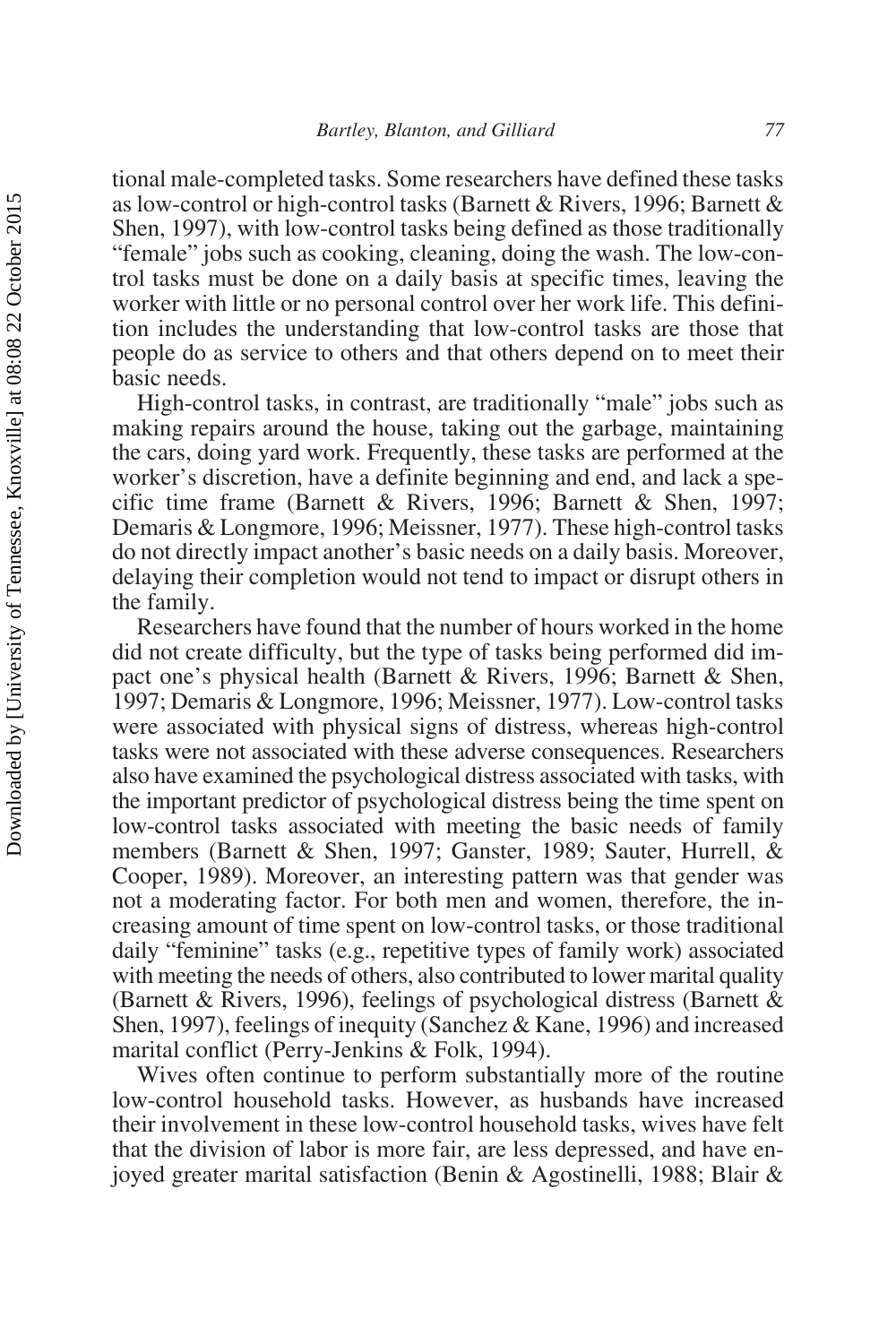tional male-completed tasks. Some researchers have defined these tasks as low-control or high-control tasks (Barnett & Rivers, 1996; Barnett & Shen, 1997), with low-control tasks being defined as those traditionally "female" jobs such as cooking, cleaning, doing the wash. The low-control tasks must be done on a daily basis at specific times, leaving the worker with little or no personal control over her work life. This definition includes the understanding that low-control tasks are those that people do as service to others and that others depend on to meet their basic needs.

High-control tasks, in contrast, are traditionally "male" jobs such as making repairs around the house, taking out the garbage, maintaining the cars, doing yard work. Frequently, these tasks are performed at the worker's discretion, have a definite beginning and end, and lack a specific time frame (Barnett & Rivers, 1996; Barnett & Shen, 1997; Demaris & Longmore, 1996; Meissner, 1977). These high-control tasks do not directly impact another's basic needs on a daily basis. Moreover, delaying their completion would not tend to impact or disrupt others in the family.

Researchers have found that the number of hours worked in the home did not create difficulty, but the type of tasks being performed did impact one's physical health (Barnett & Rivers, 1996; Barnett & Shen, 1997; Demaris & Longmore, 1996; Meissner, 1977). Low-control tasks were associated with physical signs of distress, whereas high-control tasks were not associated with these adverse consequences. Researchers also have examined the psychological distress associated with tasks, with the important predictor of psychological distress being the time spent on low-control tasks associated with meeting the basic needs of family members (Barnett & Shen, 1997; Ganster, 1989; Sauter, Hurrell, & Cooper, 1989). Moreover, an interesting pattern was that gender was not a moderating factor. For both men and women, therefore, the increasing amount of time spent on low-control tasks, or those traditional daily "feminine" tasks (e.g., repetitive types of family work) associated with meeting the needs of others, also contributed to lower marital quality (Barnett & Rivers, 1996), feelings of psychological distress (Barnett & Shen, 1997), feelings of inequity (Sanchez & Kane, 1996) and increased marital conflict (Perry-Jenkins & Folk, 1994).

Wives often continue to perform substantially more of the routine low-control household tasks. However, as husbands have increased their involvement in these low-control household tasks, wives have felt that the division of labor is more fair, are less depressed, and have enjoyed greater marital satisfaction (Benin & Agostinelli, 1988; Blair &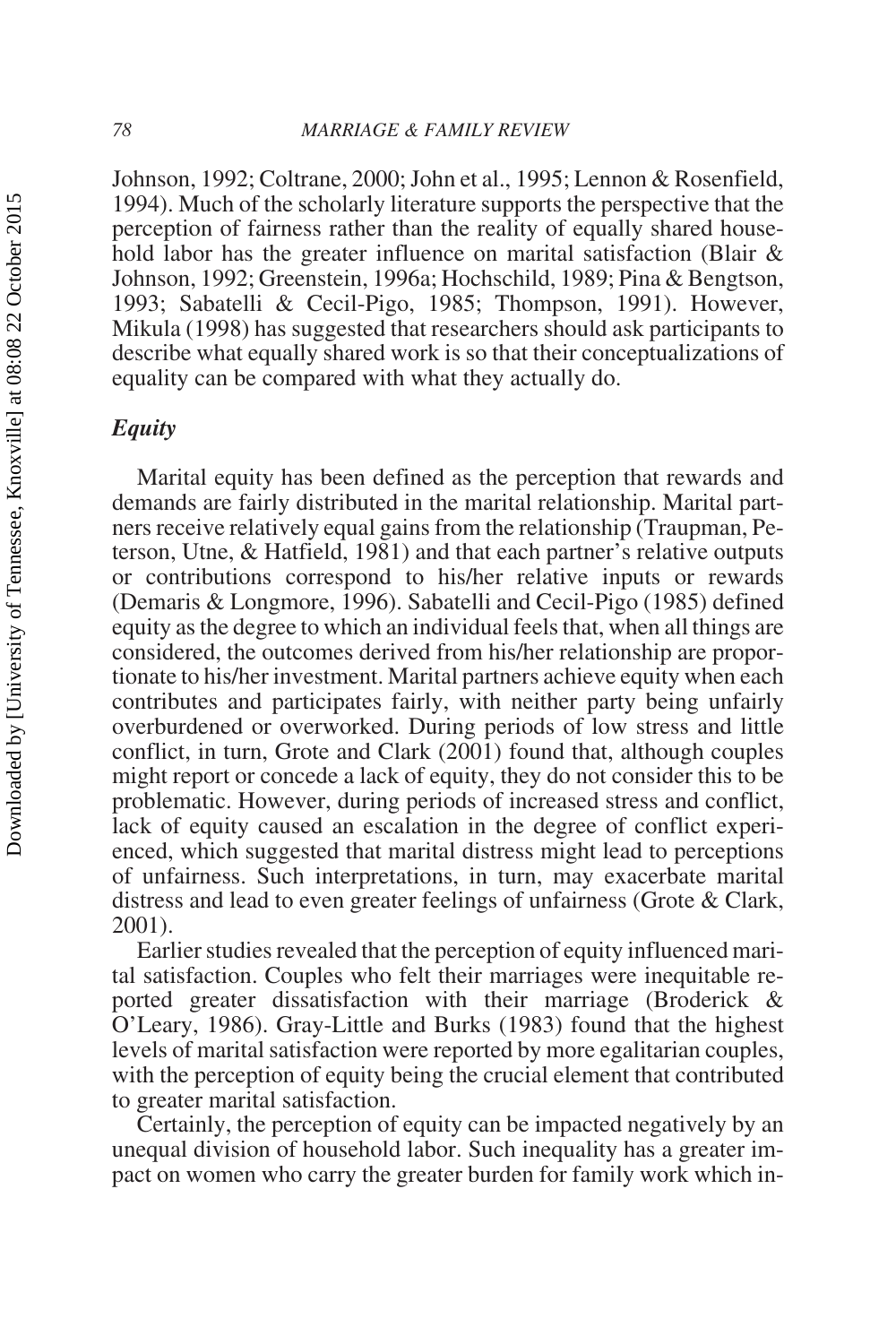Johnson, 1992; Coltrane, 2000; John et al., 1995; Lennon & Rosenfield, 1994). Much of the scholarly literature supports the perspective that the perception of fairness rather than the reality of equally shared household labor has the greater influence on marital satisfaction (Blair & Johnson, 1992; Greenstein, 1996a; Hochschild, 1989; Pina & Bengtson, 1993; Sabatelli & Cecil-Pigo, 1985; Thompson, 1991). However, Mikula (1998) has suggested that researchers should ask participants to describe what equally shared work is so that their conceptualizations of equality can be compared with what they actually do.

### *Equity*

Marital equity has been defined as the perception that rewards and demands are fairly distributed in the marital relationship. Marital partners receive relatively equal gains from the relationship (Traupman, Peterson, Utne, & Hatfield, 1981) and that each partner's relative outputs or contributions correspond to his/her relative inputs or rewards (Demaris & Longmore, 1996). Sabatelli and Cecil-Pigo (1985) defined equity as the degree to which an individual feels that, when all things are considered, the outcomes derived from his/her relationship are proportionate to his/her investment. Marital partners achieve equity when each contributes and participates fairly, with neither party being unfairly overburdened or overworked. During periods of low stress and little conflict, in turn, Grote and Clark (2001) found that, although couples might report or concede a lack of equity, they do not consider this to be problematic. However, during periods of increased stress and conflict, lack of equity caused an escalation in the degree of conflict experienced, which suggested that marital distress might lead to perceptions of unfairness. Such interpretations, in turn, may exacerbate marital distress and lead to even greater feelings of unfairness (Grote & Clark, 2001).

Earlier studies revealed that the perception of equity influenced marital satisfaction. Couples who felt their marriages were inequitable reported greater dissatisfaction with their marriage (Broderick & O'Leary, 1986). Gray-Little and Burks (1983) found that the highest levels of marital satisfaction were reported by more egalitarian couples, with the perception of equity being the crucial element that contributed to greater marital satisfaction.

Certainly, the perception of equity can be impacted negatively by an unequal division of household labor. Such inequality has a greater impact on women who carry the greater burden for family work which in-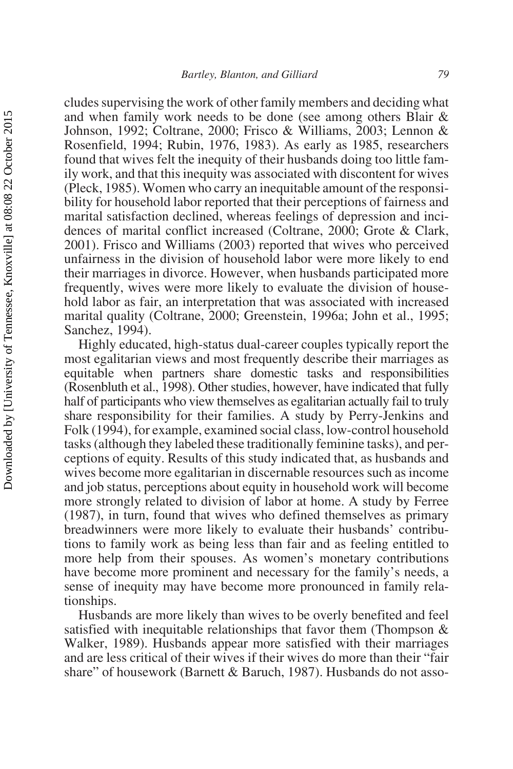cludes supervising the work of other family members and deciding what and when family work needs to be done (see among others Blair & Johnson, 1992; Coltrane, 2000; Frisco & Williams, 2003; Lennon & Rosenfield, 1994; Rubin, 1976, 1983). As early as 1985, researchers found that wives felt the inequity of their husbands doing too little family work, and that this inequity was associated with discontent for wives (Pleck, 1985). Women who carry an inequitable amount of the responsibility for household labor reported that their perceptions of fairness and marital satisfaction declined, whereas feelings of depression and incidences of marital conflict increased (Coltrane, 2000; Grote & Clark, 2001). Frisco and Williams (2003) reported that wives who perceived unfairness in the division of household labor were more likely to end their marriages in divorce. However, when husbands participated more frequently, wives were more likely to evaluate the division of household labor as fair, an interpretation that was associated with increased marital quality (Coltrane, 2000; Greenstein, 1996a; John et al., 1995; Sanchez, 1994).

Highly educated, high-status dual-career couples typically report the most egalitarian views and most frequently describe their marriages as equitable when partners share domestic tasks and responsibilities (Rosenbluth et al., 1998). Other studies, however, have indicated that fully half of participants who view themselves as egalitarian actually fail to truly share responsibility for their families. A study by Perry-Jenkins and Folk (1994), for example, examined social class, low-control household tasks (although they labeled these traditionally feminine tasks), and perceptions of equity. Results of this study indicated that, as husbands and wives become more egalitarian in discernable resources such as income and job status, perceptions about equity in household work will become more strongly related to division of labor at home. A study by Ferree (1987), in turn, found that wives who defined themselves as primary breadwinners were more likely to evaluate their husbands' contributions to family work as being less than fair and as feeling entitled to more help from their spouses. As women's monetary contributions have become more prominent and necessary for the family's needs, a sense of inequity may have become more pronounced in family relationships.

Husbands are more likely than wives to be overly benefited and feel satisfied with inequitable relationships that favor them (Thompson & Walker, 1989). Husbands appear more satisfied with their marriages and are less critical of their wives if their wives do more than their "fair share" of housework (Barnett & Baruch, 1987). Husbands do not asso-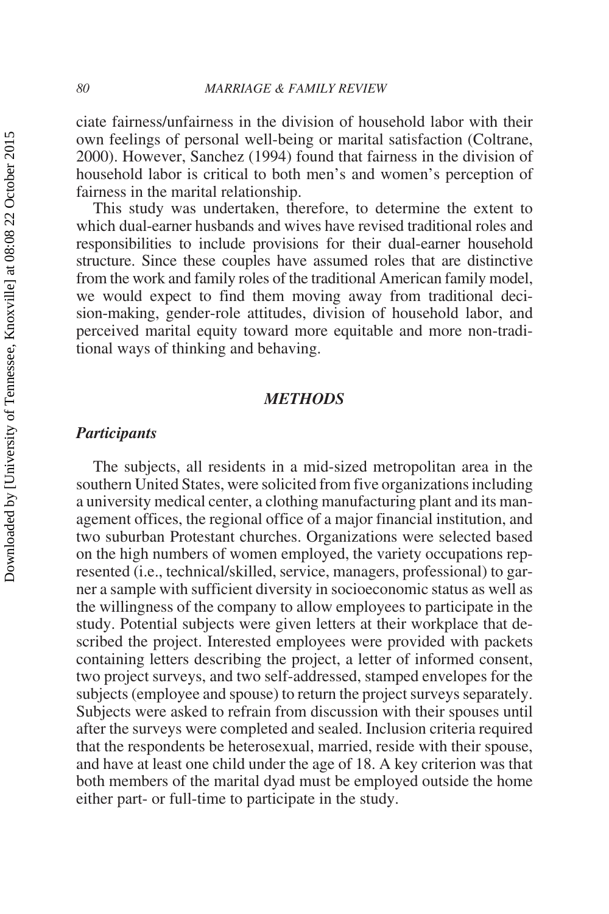ciate fairness/unfairness in the division of household labor with their own feelings of personal well-being or marital satisfaction (Coltrane, 2000). However, Sanchez (1994) found that fairness in the division of household labor is critical to both men's and women's perception of fairness in the marital relationship.

This study was undertaken, therefore, to determine the extent to which dual-earner husbands and wives have revised traditional roles and responsibilities to include provisions for their dual-earner household structure. Since these couples have assumed roles that are distinctive from the work and family roles of the traditional American family model, we would expect to find them moving away from traditional decision-making, gender-role attitudes, division of household labor, and perceived marital equity toward more equitable and more non-traditional ways of thinking and behaving.

## METHODS

### Participants

The subjects, all residents in a mid-sized metropolitan area in the southern United States, were solicited from five organizations including a university medical center, a clothing manufacturing plant and its management offices, the regional office of a major financial institution, and two suburban Protestant churches. Organizations were selected based on the high numbers of women employed, the variety occupations represented (i.e., technical/skilled, service, managers, professional) to garner a sample with sufficient diversity in socioeconomic status as well as the willingness of the company to allow employees to participate in the study. Potential subjects were given letters at their workplace that described the project. Interested employees were provided with packets containing letters describing the project, a letter of informed consent, two project surveys, and two self-addressed, stamped envelopes for the subjects (employee and spouse) to return the project surveys separately. Subjects were asked to refrain from discussion with their spouses until after the surveys were completed and sealed. Inclusion criteria required that the respondents be heterosexual, married, reside with their spouse, and have at least one child under the age of 18. A key criterion was that both members of the marital dyad must be employed outside the home either part- or full-time to participate in the study.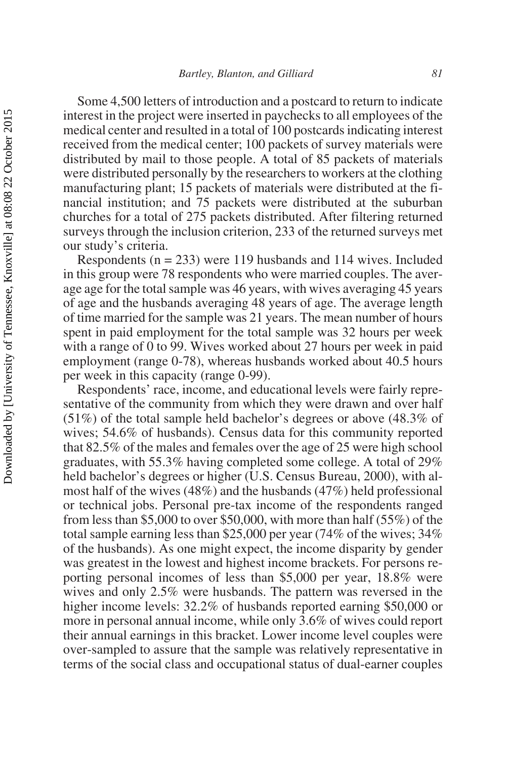Some 4,500 letters of introduction and a postcard to return to indicate interest in the project were inserted in paychecks to all employees of the medical center and resulted in a total of 100 postcards indicating interest received from the medical center; 100 packets of survey materials were distributed by mail to those people. A total of 85 packets of materials were distributed personally by the researchers to workers at the clothing manufacturing plant; 15 packets of materials were distributed at the financial institution; and 75 packets were distributed at the suburban churches for a total of 275 packets distributed. After filtering returned surveys through the inclusion criterion, 233 of the returned surveys met our study's criteria.

Respondents (n = 233) were 119 husbands and 114 wives. Included in this group were 78 respondents who were married couples. The average age for the total sample was 46 years, with wives averaging 45 years of age and the husbands averaging 48 years of age. The average length of time married for the sample was 21 years. The mean number of hours spent in paid employment for the total sample was 32 hours per week with a range of 0 to 99. Wives worked about 27 hours per week in paid employment (range 0-78), whereas husbands worked about 40.5 hours per week in this capacity (range 0-99).

Respondents' race, income, and educational levels were fairly representative of the community from which they were drawn and over half (51%) of the total sample held bachelor's degrees or above (48.3% of wives; 54.6% of husbands). Census data for this community reported that 82.5% of the males and females over the age of 25 were high school graduates, with 55.3% having completed some college. A total of 29% held bachelor's degrees or higher (U.S. Census Bureau, 2000), with almost half of the wives (48%) and the husbands (47%) held professional or technical jobs. Personal pre-tax income of the respondents ranged from less than $5,000 to over $50,000, with more than half (55%) of the total sample earning less than $25,000 per year (74% of the wives; 34% of the husbands). As one might expect, the income disparity by gender was greatest in the lowest and highest income brackets. For persons reporting personal incomes of less than $5,000 per year, 18.8% were wives and only 2.5% were husbands. The pattern was reversed in the higher income levels: 32.2% of husbands reported earning $50,000 or more in personal annual income, while only 3.6% of wives could report their annual earnings in this bracket. Lower income level couples were over-sampled to assure that the sample was relatively representative in terms of the social class and occupational status of dual-earner couples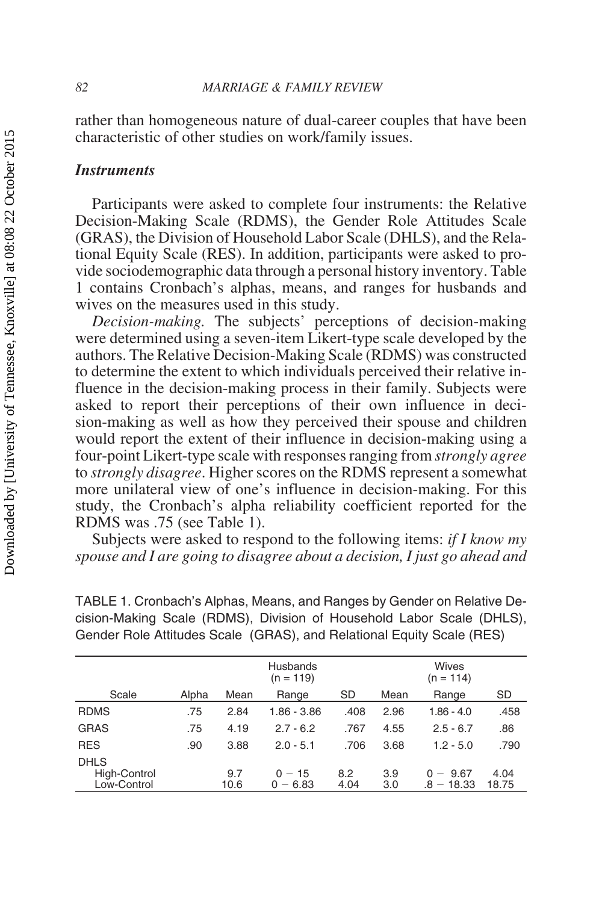rather than homogeneous nature of dual-career couples that have been characteristic of other studies on work/family issues.

### *Instruments*

Participants were asked to complete four instruments: the Relative Decision-Making Scale (RDMS), the Gender Role Attitudes Scale (GRAS), the Division of Household Labor Scale (DHLS), and the Relational Equity Scale (RES). In addition, participants were asked to provide sociodemographic data through a personal history inventory. Table 1 contains Cronbach's alphas, means, and ranges for husbands and wives on the measures used in this study.

*Decision-making.* The subjects' perceptions of decision-making were determined using a seven-item Likert-type scale developed by the authors. The Relative Decision-Making Scale (RDMS) was constructed to determine the extent to which individuals perceived their relative influence in the decision-making process in their family. Subjects were asked to report their perceptions of their own influence in decision-making as well as how they perceived their spouse and children would report the extent of their influence in decision-making using a four-point Likert-type scale with responses ranging from *strongly agree* to *strongly disagree*. Higher scores on the RDMS represent a somewhat more unilateral view of one's influence in decision-making. For this study, the Cronbach's alpha reliability coefficient reported for the RDMS was .75 (see Table 1).

Subjects were asked to respond to the following items: *if I know my spouse and I are going to disagree about a decision, I just go ahead and*

TABLE 1. Cronbach's Alphas, Means, and Ranges by Gender on Relative Decision-Making Scale (RDMS), Division of Household Labor Scale (DHLS), Gender Role Attitudes Scale (GRAS), and Relational Equity Scale (RES)

| | | Husbands (n = 119) | | | Wives (n = 114) | | |
|---|---|---|---|---|---|---|---|
| Scale | Alpha | Mean | Range | SD | Mean | Range | SD |
| RDMS | .75 | 2.84 | 1.86 - 3.86 | .408 | 2.96 | 1.86 - 4.0 | .458 |
| GRAS | .75 | 4.19 | 2.7 - 6.2 | .767 | 4.55 | 2.5 - 6.7 | .86 |
| RES | .90 | 3.88 | 2.0 - 5.1 | .706 | 3.68 | 1.2 - 5.0 | .790 |
| DHLS | | | | | | | |
| High-Control | | 9.7 | 0 − 15 | 8.2 | 3.9 | 0 − 9.67 | 4.04 |
| Low-Control | | 10.6 | 0 − 6.83 | 4.04 | 3.0 | .8 − 18.33 | 18.75 |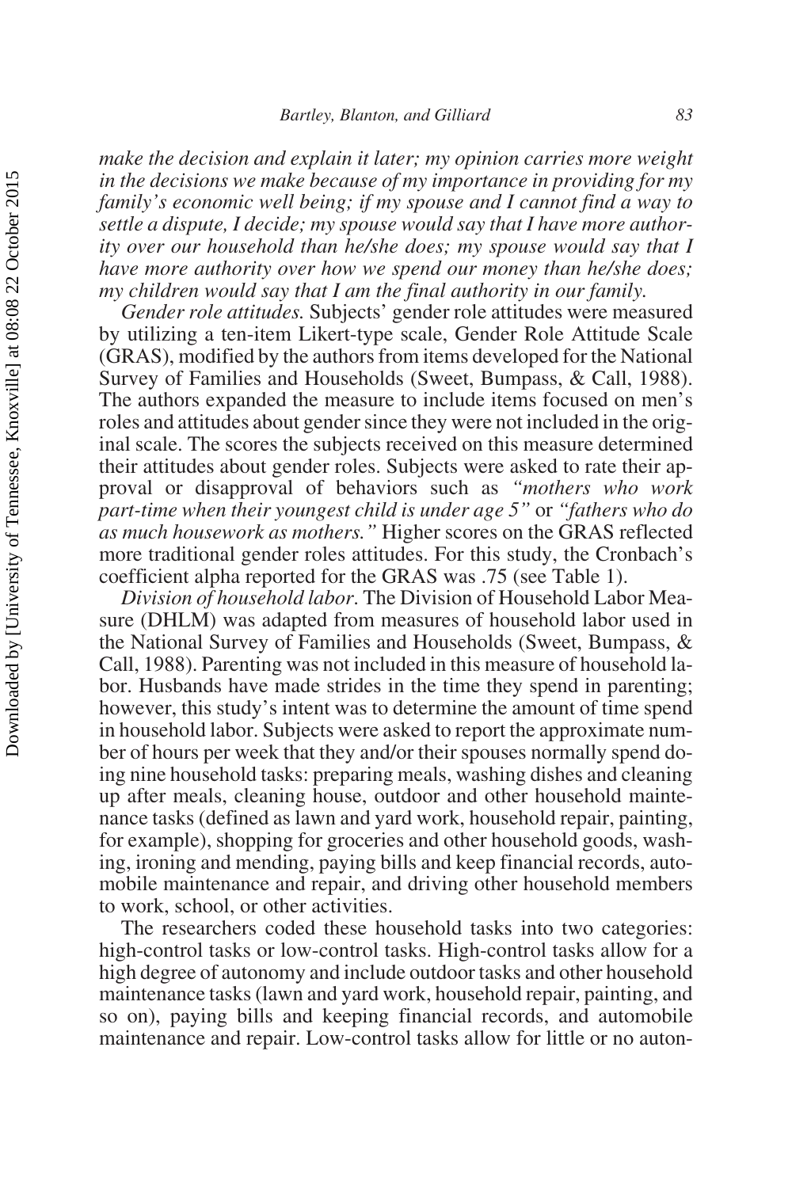*make the decision and explain it later; my opinion carries more weight in the decisions we make because of my importance in providing for my family's economic well being; if my spouse and I cannot find a way to settle a dispute, I decide; my spouse would say that I have more authority over our household than he/she does; my spouse would say that I have more authority over how we spend our money than he/she does; my children would say that I am the final authority in our family.*

*Gender role attitudes.* Subjects' gender role attitudes were measured by utilizing a ten-item Likert-type scale, Gender Role Attitude Scale (GRAS), modified by the authors from items developed for the National Survey of Families and Households (Sweet, Bumpass, & Call, 1988). The authors expanded the measure to include items focused on men's roles and attitudes about gender since they were not included in the original scale. The scores the subjects received on this measure determined their attitudes about gender roles. Subjects were asked to rate their approval or disapproval of behaviors such as *"mothers who work part-time when their youngest child is under age 5"* or *"fathers who do as much housework as mothers."* Higher scores on the GRAS reflected more traditional gender roles attitudes. For this study, the Cronbach's coefficient alpha reported for the GRAS was .75 (see Table 1).

*Division of household labor.* The Division of Household Labor Measure (DHLM) was adapted from measures of household labor used in the National Survey of Families and Households (Sweet, Bumpass, & Call, 1988). Parenting was not included in this measure of household labor. Husbands have made strides in the time they spend in parenting; however, this study's intent was to determine the amount of time spend in household labor. Subjects were asked to report the approximate number of hours per week that they and/or their spouses normally spend doing nine household tasks: preparing meals, washing dishes and cleaning up after meals, cleaning house, outdoor and other household maintenance tasks (defined as lawn and yard work, household repair, painting, for example), shopping for groceries and other household goods, washing, ironing and mending, paying bills and keep financial records, automobile maintenance and repair, and driving other household members to work, school, or other activities.

The researchers coded these household tasks into two categories: high-control tasks or low-control tasks. High-control tasks allow for a high degree of autonomy and include outdoor tasks and other household maintenance tasks (lawn and yard work, household repair, painting, and so on), paying bills and keeping financial records, and automobile maintenance and repair. Low-control tasks allow for little or no auton-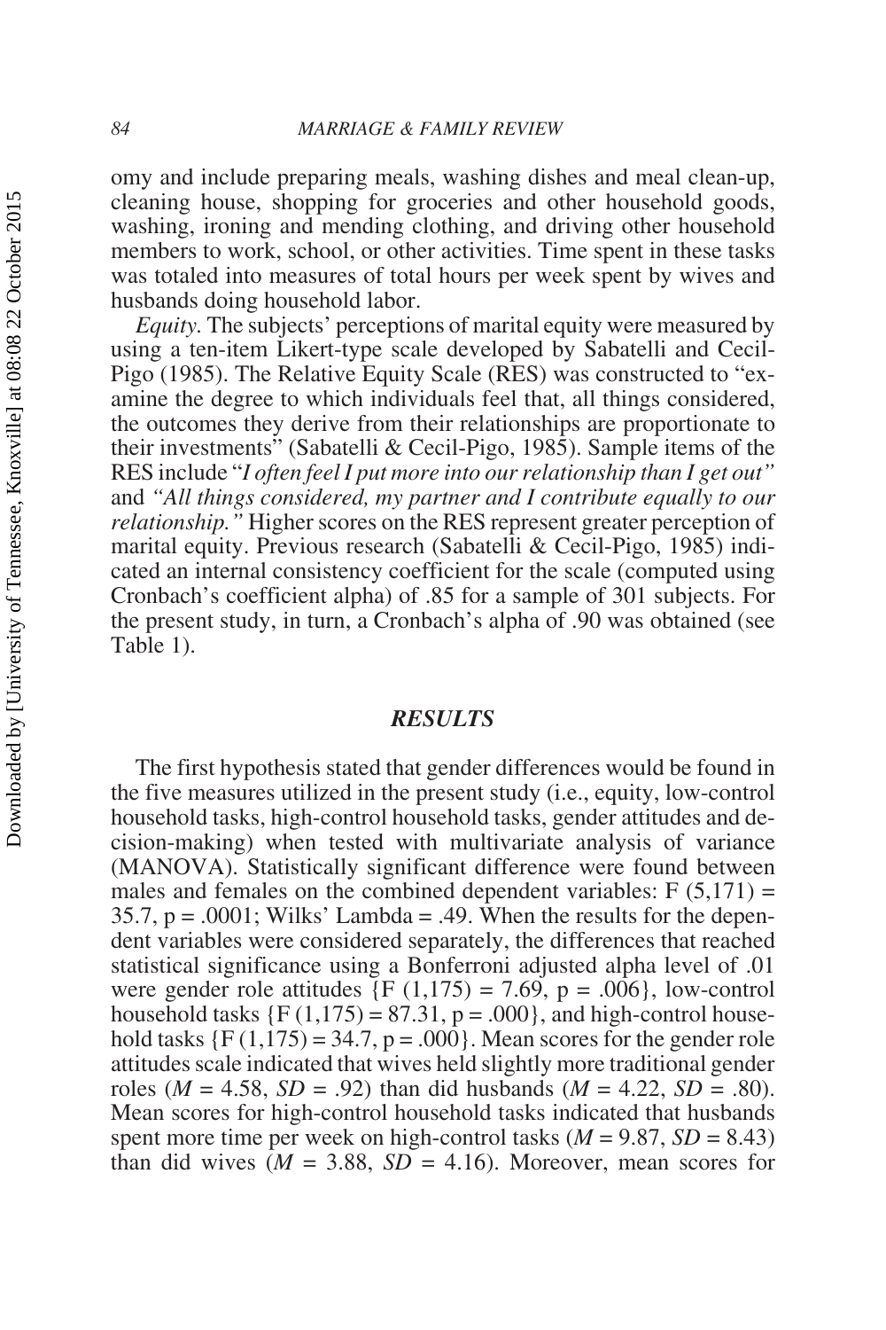omy and include preparing meals, washing dishes and meal clean-up, cleaning house, shopping for groceries and other household goods, washing, ironing and mending clothing, and driving other household members to work, school, or other activities. Time spent in these tasks was totaled into measures of total hours per week spent by wives and husbands doing household labor.

*Equity.* The subjects' perceptions of marital equity were measured by using a ten-item Likert-type scale developed by Sabatelli and Cecil-Pigo (1985). The Relative Equity Scale (RES) was constructed to "examine the degree to which individuals feel that, all things considered, the outcomes they derive from their relationships are proportionate to their investments" (Sabatelli & Cecil-Pigo, 1985). Sample items of the RES include "*I often feel I put more into our relationship than I get out"* and *"All things considered, my partner and I contribute equally to our relationship."* Higher scores on the RES represent greater perception of marital equity. Previous research (Sabatelli & Cecil-Pigo, 1985) indicated an internal consistency coefficient for the scale (computed using Cronbach's coefficient alpha) of .85 for a sample of 301 subjects. For the present study, in turn, a Cronbach's alpha of .90 was obtained (see Table 1).

## *RESULTS*

The first hypothesis stated that gender differences would be found in the five measures utilized in the present study (i.e., equity, low-control household tasks, high-control household tasks, gender attitudes and decision-making) when tested with multivariate analysis of variance (MANOVA). Statistically significant difference were found between males and females on the combined dependent variables: $F(5,171) = 35.7$, $p = .0001$; Wilks' Lambda = .49. When the results for the dependent variables were considered separately, the differences that reached statistical significance using a Bonferroni adjusted alpha level of .01 were gender role attitudes $\{F(1,175) = 7.69, p = .006\}$, low-control household tasks $\{F(1,175) = 87.31, p = .000\}$, and high-control household tasks $\{F(1,175) = 34.7, p = .000\}$. Mean scores for the gender role attitudes scale indicated that wives held slightly more traditional gender roles ($M = 4.58$, $SD = .92$) than did husbands ($M = 4.22$, $SD = .80$). Mean scores for high-control household tasks indicated that husbands spent more time per week on high-control tasks ($M = 9.87$, $SD = 8.43$) than did wives ($M = 3.88$, $SD = 4.16$). Moreover, mean scores for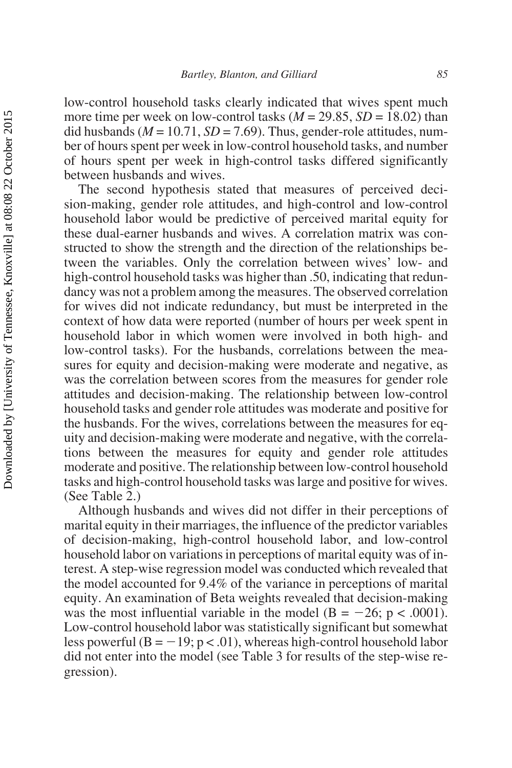low-control household tasks clearly indicated that wives spent much more time per week on low-control tasks ($M = 29.85$, $SD = 18.02$) than did husbands ($M = 10.71$, $SD = 7.69$). Thus, gender-role attitudes, number of hours spent per week in low-control household tasks, and number of hours spent per week in high-control tasks differed significantly between husbands and wives.

The second hypothesis stated that measures of perceived decision-making, gender role attitudes, and high-control and low-control household labor would be predictive of perceived marital equity for these dual-earner husbands and wives. A correlation matrix was constructed to show the strength and the direction of the relationships between the variables. Only the correlation between wives' low- and high-control household tasks was higher than .50, indicating that redundancy was not a problem among the measures. The observed correlation for wives did not indicate redundancy, but must be interpreted in the context of how data were reported (number of hours per week spent in household labor in which women were involved in both high- and low-control tasks). For the husbands, correlations between the measures for equity and decision-making were moderate and negative, as was the correlation between scores from the measures for gender role attitudes and decision-making. The relationship between low-control household tasks and gender role attitudes was moderate and positive for the husbands. For the wives, correlations between the measures for equity and decision-making were moderate and negative, with the correlations between the measures for equity and gender role attitudes moderate and positive. The relationship between low-control household tasks and high-control household tasks was large and positive for wives. (See Table 2.)

Although husbands and wives did not differ in their perceptions of marital equity in their marriages, the influence of the predictor variables of decision-making, high-control household labor, and low-control household labor on variations in perceptions of marital equity was of interest. A step-wise regression model was conducted which revealed that the model accounted for 9.4% of the variance in perceptions of marital equity. An examination of Beta weights revealed that decision-making was the most influential variable in the model ($B = -26$; $p < .0001$). Low-control household labor was statistically significant but somewhat less powerful ($B = -19$; $p < .01$), whereas high-control household labor did not enter into the model (see Table 3 for results of the step-wise regression).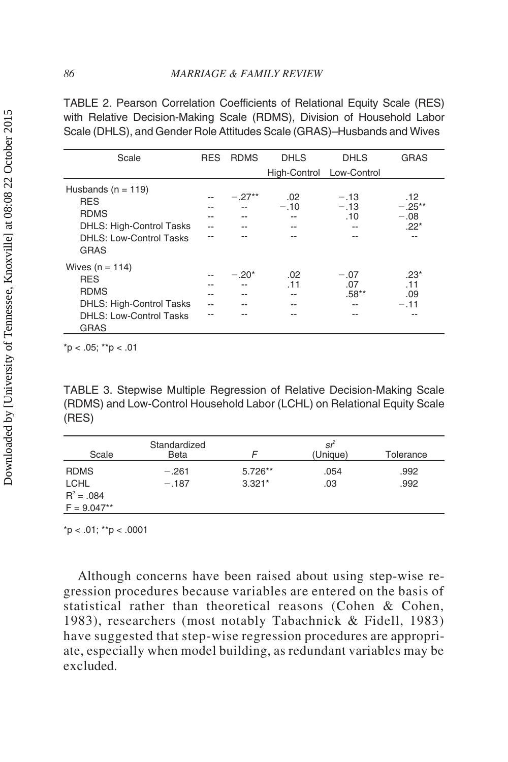TABLE 2. Pearson Correlation Coefficients of Relational Equity Scale (RES) with Relative Decision-Making Scale (RDMS), Division of Household Labor Scale (DHLS), and Gender Role Attitudes Scale (GRAS)–Husbands and Wives

| Scale | RES | RDMS | DHLS High-Control | DHLS Low-Control | GRAS |
|---|---|---|---|---|---|
| Husbands (n = 119) | | | | | |
| RES | -- | −.27** | .02 | −.13 | .12 |
| RDMS | -- | -- | −.10 | −.13 | −.25** |
| DHLS: High-Control Tasks | -- | -- | -- | .10 | −.08 |
| DHLS: Low-Control Tasks | -- | -- | -- | -- | .22* |
| GRAS | -- | -- | -- | -- | -- |
| Wives (n = 114) | | | | | |
| RES | -- | −.20* | .02 | −.07 | .23* |
| RDMS | -- | -- | .11 | .07 | .11 |
| DHLS: High-Control Tasks | -- | -- | -- | .58** | .09 |
| DHLS: Low-Control Tasks | -- | -- | -- | -- | −.11 |
| GRAS | -- | -- | -- | -- | -- |

*p < .05; **p < .01

TABLE 3. Stepwise Multiple Regression of Relative Decision-Making Scale (RDMS) and Low-Control Household Labor (LCHL) on Relational Equity Scale (RES)

| Scale | Standardized Beta | *F* | $sr^2$ (Unique) | Tolerance |
|---|---|---|---|---|
| RDMS | −.261 | 5.726** | .054 | .992 |
| LCHL | −.187 | 3.321* | .03 | .992 |
| $R^2 = .084$ | | | | |
| F = 9.047** | | | | |

*p < .01; **p < .0001

Although concerns have been raised about using step-wise regression procedures because variables are entered on the basis of statistical rather than theoretical reasons (Cohen & Cohen, 1983), researchers (most notably Tabachnick & Fidell, 1983) have suggested that step-wise regression procedures are appropriate, especially when model building, as redundant variables may be excluded.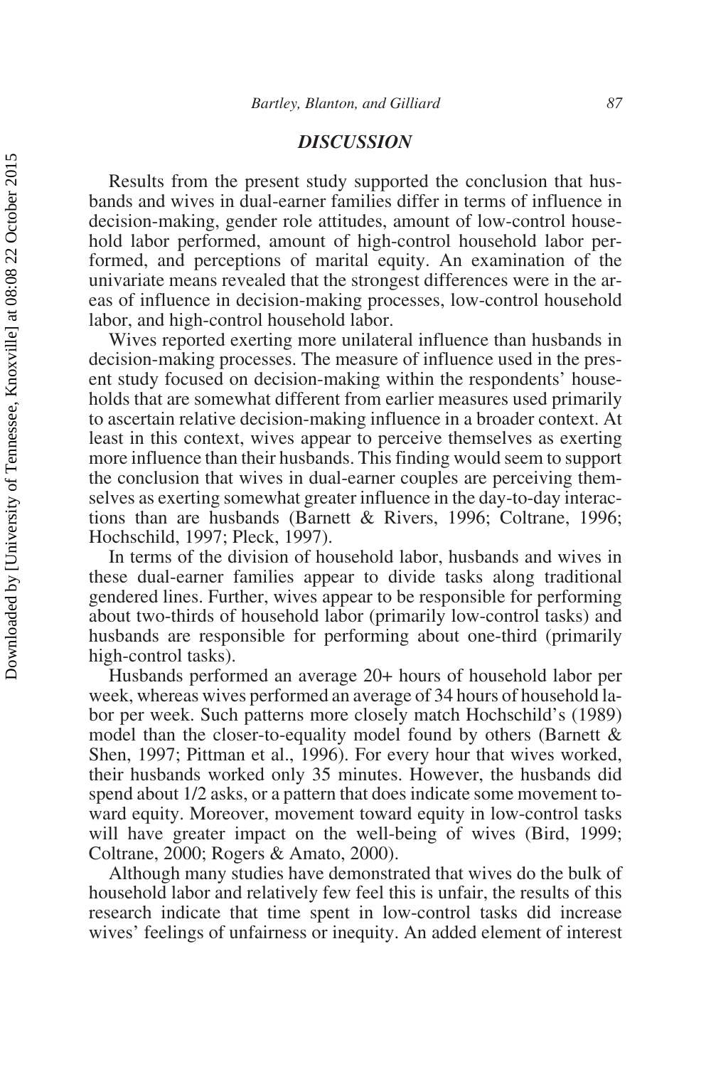## *DISCUSSION*

Results from the present study supported the conclusion that husbands and wives in dual-earner families differ in terms of influence in decision-making, gender role attitudes, amount of low-control household labor performed, amount of high-control household labor performed, and perceptions of marital equity. An examination of the univariate means revealed that the strongest differences were in the areas of influence in decision-making processes, low-control household labor, and high-control household labor.

Wives reported exerting more unilateral influence than husbands in decision-making processes. The measure of influence used in the present study focused on decision-making within the respondents' households that are somewhat different from earlier measures used primarily to ascertain relative decision-making influence in a broader context. At least in this context, wives appear to perceive themselves as exerting more influence than their husbands. This finding would seem to support the conclusion that wives in dual-earner couples are perceiving themselves as exerting somewhat greater influence in the day-to-day interactions than are husbands (Barnett & Rivers, 1996; Coltrane, 1996; Hochschild, 1997; Pleck, 1997).

In terms of the division of household labor, husbands and wives in these dual-earner families appear to divide tasks along traditional gendered lines. Further, wives appear to be responsible for performing about two-thirds of household labor (primarily low-control tasks) and husbands are responsible for performing about one-third (primarily high-control tasks).

Husbands performed an average 20+ hours of household labor per week, whereas wives performed an average of 34 hours of household labor per week. Such patterns more closely match Hochschild's (1989) model than the closer-to-equality model found by others (Barnett & Shen, 1997; Pittman et al., 1996). For every hour that wives worked, their husbands worked only 35 minutes. However, the husbands did spend about 1/2 asks, or a pattern that does indicate some movement toward equity. Moreover, movement toward equity in low-control tasks will have greater impact on the well-being of wives (Bird, 1999; Coltrane, 2000; Rogers & Amato, 2000).

Although many studies have demonstrated that wives do the bulk of household labor and relatively few feel this is unfair, the results of this research indicate that time spent in low-control tasks did increase wives' feelings of unfairness or inequity. An added element of interest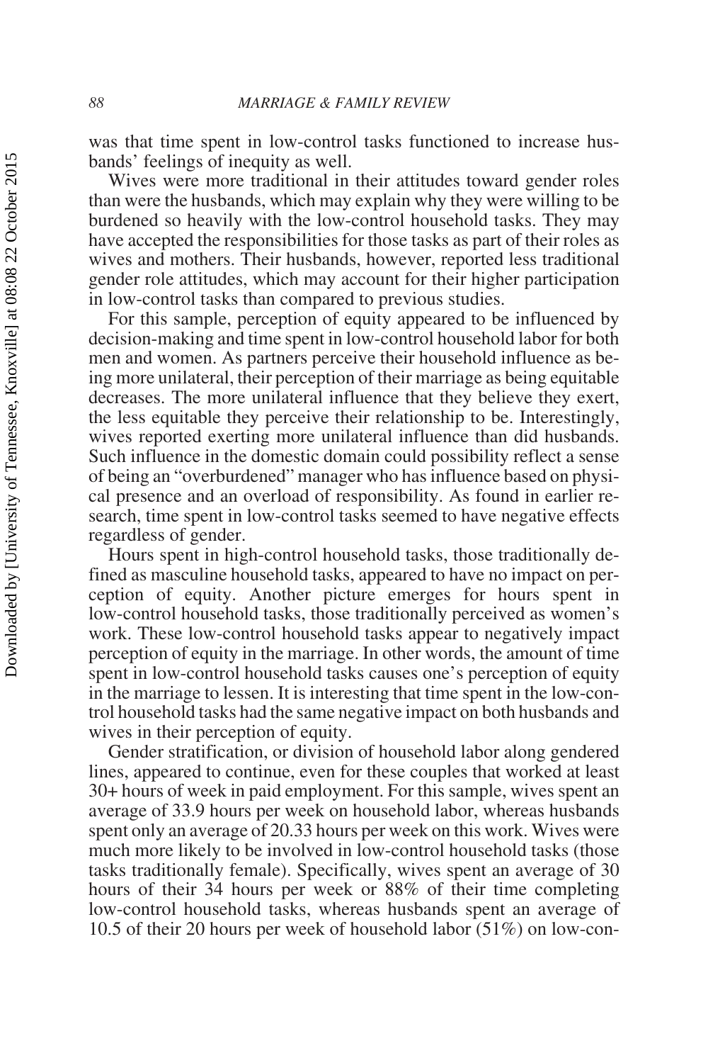was that time spent in low-control tasks functioned to increase husbands' feelings of inequity as well.

Wives were more traditional in their attitudes toward gender roles than were the husbands, which may explain why they were willing to be burdened so heavily with the low-control household tasks. They may have accepted the responsibilities for those tasks as part of their roles as wives and mothers. Their husbands, however, reported less traditional gender role attitudes, which may account for their higher participation in low-control tasks than compared to previous studies.

For this sample, perception of equity appeared to be influenced by decision-making and time spent in low-control household labor for both men and women. As partners perceive their household influence as being more unilateral, their perception of their marriage as being equitable decreases. The more unilateral influence that they believe they exert, the less equitable they perceive their relationship to be. Interestingly, wives reported exerting more unilateral influence than did husbands. Such influence in the domestic domain could possibility reflect a sense of being an "overburdened" manager who has influence based on physical presence and an overload of responsibility. As found in earlier research, time spent in low-control tasks seemed to have negative effects regardless of gender.

Hours spent in high-control household tasks, those traditionally defined as masculine household tasks, appeared to have no impact on perception of equity. Another picture emerges for hours spent in low-control household tasks, those traditionally perceived as women's work. These low-control household tasks appear to negatively impact perception of equity in the marriage. In other words, the amount of time spent in low-control household tasks causes one's perception of equity in the marriage to lessen. It is interesting that time spent in the low-control household tasks had the same negative impact on both husbands and wives in their perception of equity.

Gender stratification, or division of household labor along gendered lines, appeared to continue, even for these couples that worked at least 30+ hours of week in paid employment. For this sample, wives spent an average of 33.9 hours per week on household labor, whereas husbands spent only an average of 20.33 hours per week on this work. Wives were much more likely to be involved in low-control household tasks (those tasks traditionally female). Specifically, wives spent an average of 30 hours of their 34 hours per week or 88% of their time completing low-control household tasks, whereas husbands spent an average of 10.5 of their 20 hours per week of household labor (51%) on low-con-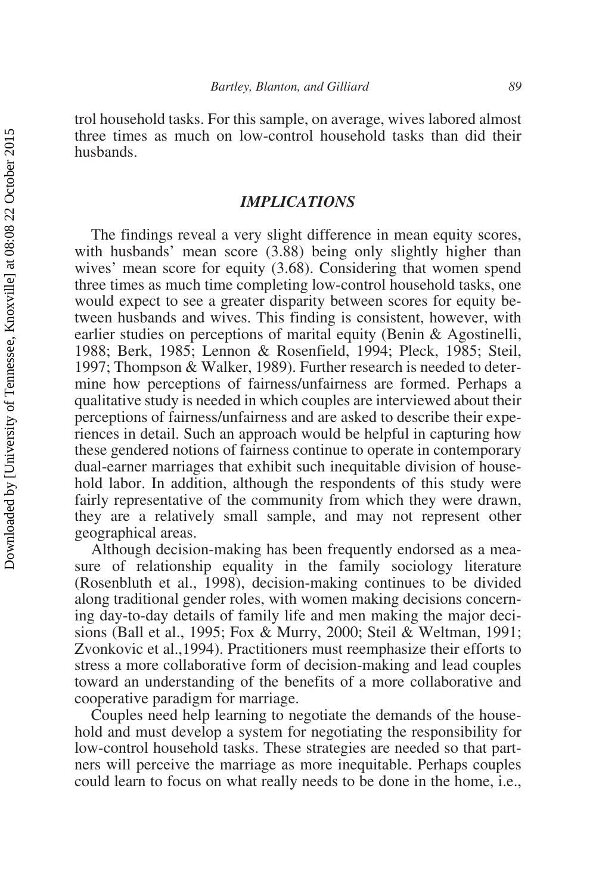trol household tasks. For this sample, on average, wives labored almost three times as much on low-control household tasks than did their husbands.

## IMPLICATIONS

The findings reveal a very slight difference in mean equity scores, with husbands' mean score (3.88) being only slightly higher than wives' mean score for equity (3.68). Considering that women spend three times as much time completing low-control household tasks, one would expect to see a greater disparity between scores for equity between husbands and wives. This finding is consistent, however, with earlier studies on perceptions of marital equity (Benin & Agostinelli, 1988; Berk, 1985; Lennon & Rosenfield, 1994; Pleck, 1985; Steil, 1997; Thompson & Walker, 1989). Further research is needed to determine how perceptions of fairness/unfairness are formed. Perhaps a qualitative study is needed in which couples are interviewed about their perceptions of fairness/unfairness and are asked to describe their experiences in detail. Such an approach would be helpful in capturing how these gendered notions of fairness continue to operate in contemporary dual-earner marriages that exhibit such inequitable division of household labor. In addition, although the respondents of this study were fairly representative of the community from which they were drawn, they are a relatively small sample, and may not represent other geographical areas.

Although decision-making has been frequently endorsed as a measure of relationship equality in the family sociology literature (Rosenbluth et al., 1998), decision-making continues to be divided along traditional gender roles, with women making decisions concerning day-to-day details of family life and men making the major decisions (Ball et al., 1995; Fox & Murry, 2000; Steil & Weltman, 1991; Zvonkovic et al.,1994). Practitioners must reemphasize their efforts to stress a more collaborative form of decision-making and lead couples toward an understanding of the benefits of a more collaborative and cooperative paradigm for marriage.

Couples need help learning to negotiate the demands of the household and must develop a system for negotiating the responsibility for low-control household tasks. These strategies are needed so that partners will perceive the marriage as more inequitable. Perhaps couples could learn to focus on what really needs to be done in the home, i.e.,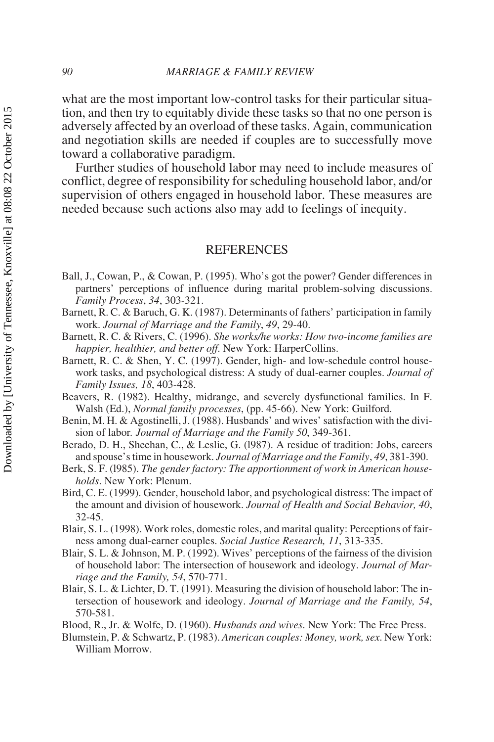what are the most important low-control tasks for their particular situation, and then try to equitably divide these tasks so that no one person is adversely affected by an overload of these tasks. Again, communication and negotiation skills are needed if couples are to successfully move toward a collaborative paradigm.

Further studies of household labor may need to include measures of conflict, degree of responsibility for scheduling household labor, and/or supervision of others engaged in household labor. These measures are needed because such actions also may add to feelings of inequity.

## REFERENCES

Ball, J., Cowan, P., & Cowan, P. (1995). Who's got the power? Gender differences in partners' perceptions of influence during marital problem-solving discussions. *Family Process*, *34*, 303-321.

Barnett, R. C. & Baruch, G. K. (1987). Determinants of fathers' participation in family work. *Journal of Marriage and the Family*, *49*, 29-40.

Barnett, R. C. & Rivers, C. (1996). *She works/he works: How two-income families are happier, healthier, and better off*. New York: HarperCollins.

Barnett, R. C. & Shen, Y. C. (1997). Gender, high- and low-schedule control housework tasks, and psychological distress: A study of dual-earner couples. *Journal of Family Issues, 18*, 403-428.

Beavers, R. (1982). Healthy, midrange, and severely dysfunctional families. In F. Walsh (Ed.), *Normal family processes*, (pp. 45-66). New York: Guilford.

Benin, M. H. & Agostinelli, J. (1988). Husbands' and wives' satisfaction with the division of labor. *Journal of Marriage and the Family 50*, 349-361.

Berado, D. H., Sheehan, C., & Leslie, G. (l987). A residue of tradition: Jobs, careers and spouse's time in housework. *Journal of Marriage and the Family*, *49*, 381-390.

Berk, S. F. (l985). *The gender factory: The apportionment of work in American households*. New York: Plenum.

Bird, C. E. (1999). Gender, household labor, and psychological distress: The impact of the amount and division of housework. *Journal of Health and Social Behavior, 40*, 32-45.

Blair, S. L. (1998). Work roles, domestic roles, and marital quality: Perceptions of fairness among dual-earner couples. *Social Justice Research, 11*, 313-335.

Blair, S. L. & Johnson, M. P. (1992). Wives' perceptions of the fairness of the division of household labor: The intersection of housework and ideology. *Journal of Marriage and the Family, 54*, 570-771.

Blair, S. L. & Lichter, D. T. (1991). Measuring the division of household labor: The intersection of housework and ideology. *Journal of Marriage and the Family, 54*, 570-581.

Blood, R., Jr. & Wolfe, D. (1960). *Husbands and wives*. New York: The Free Press.

Blumstein, P. & Schwartz, P. (1983). *American couples: Money, work, sex*. New York: William Morrow.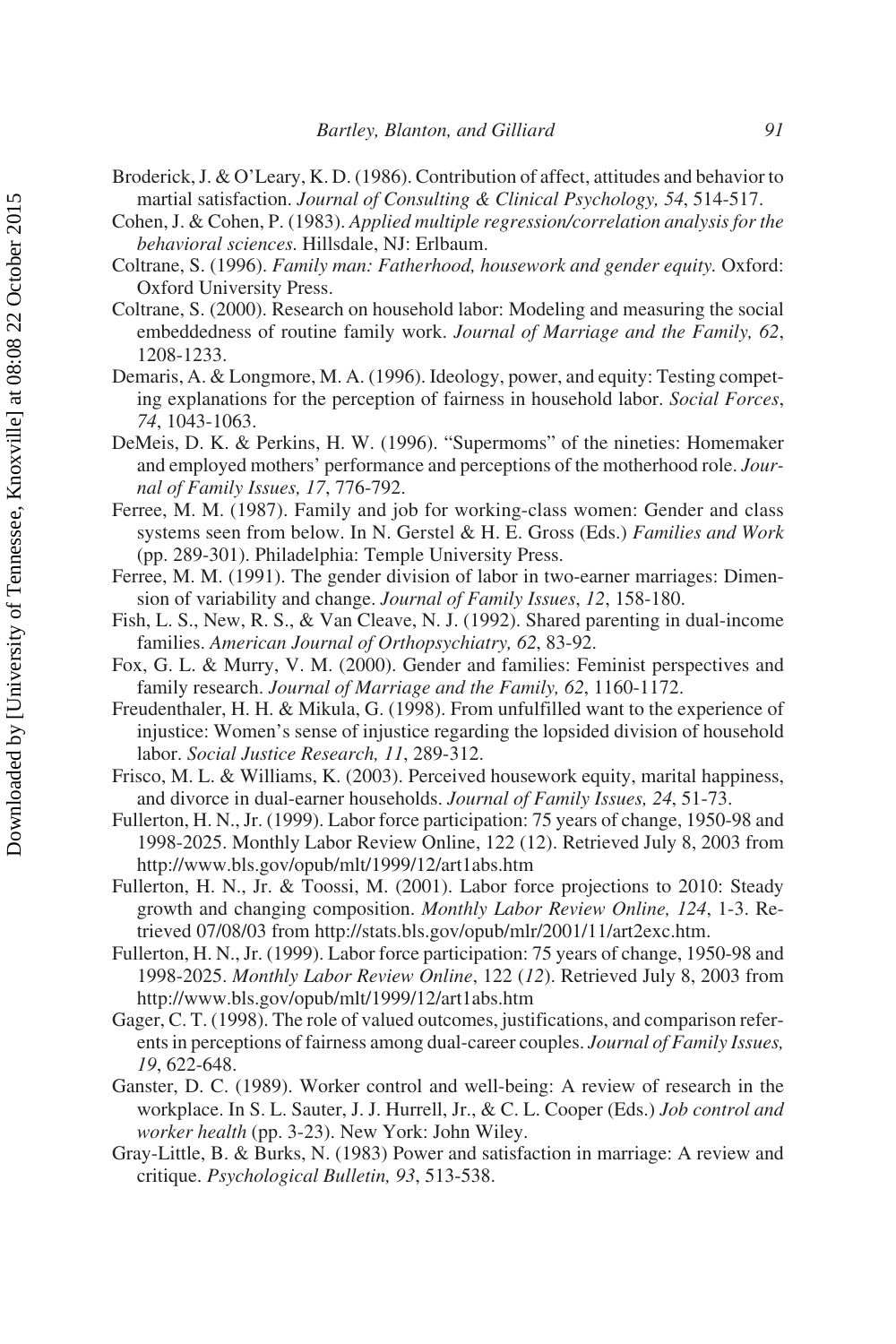Broderick, J. & O'Leary, K. D. (1986). Contribution of affect, attitudes and behavior to martial satisfaction. *Journal of Consulting & Clinical Psychology, 54*, 514-517.

Cohen, J. & Cohen, P. (1983). *Applied multiple regression/correlation analysis for the behavioral sciences.* Hillsdale, NJ: Erlbaum.

Coltrane, S. (1996). *Family man: Fatherhood, housework and gender equity.* Oxford: Oxford University Press.

Coltrane, S. (2000). Research on household labor: Modeling and measuring the social embeddedness of routine family work. *Journal of Marriage and the Family, 62*, 1208-1233.

Demaris, A. & Longmore, M. A. (1996). Ideology, power, and equity: Testing competing explanations for the perception of fairness in household labor. *Social Forces*, *74*, 1043-1063.

DeMeis, D. K. & Perkins, H. W. (1996). "Supermoms" of the nineties: Homemaker and employed mothers' performance and perceptions of the motherhood role. *Journal of Family Issues, 17*, 776-792.

Ferree, M. M. (1987). Family and job for working-class women: Gender and class systems seen from below. In N. Gerstel & H. E. Gross (Eds.) *Families and Work* (pp. 289-301). Philadelphia: Temple University Press.

Ferree, M. M. (1991). The gender division of labor in two-earner marriages: Dimension of variability and change. *Journal of Family Issues*, *12*, 158-180.

Fish, L. S., New, R. S., & Van Cleave, N. J. (1992). Shared parenting in dual-income families. *American Journal of Orthopsychiatry, 62*, 83-92.

Fox, G. L. & Murry, V. M. (2000). Gender and families: Feminist perspectives and family research. *Journal of Marriage and the Family, 62*, 1160-1172.

Freudenthaler, H. H. & Mikula, G. (1998). From unfulfilled want to the experience of injustice: Women's sense of injustice regarding the lopsided division of household labor. *Social Justice Research, 11*, 289-312.

Frisco, M. L. & Williams, K. (2003). Perceived housework equity, marital happiness, and divorce in dual-earner households. *Journal of Family Issues, 24*, 51-73.

Fullerton, H. N., Jr. (1999). Labor force participation: 75 years of change, 1950-98 and 1998-2025. Monthly Labor Review Online, 122 (12). Retrieved July 8, 2003 from http://www.bls.gov/opub/mlt/1999/12/art1abs.htm

Fullerton, H. N., Jr. & Toossi, M. (2001). Labor force projections to 2010: Steady growth and changing composition. *Monthly Labor Review Online, 124*, 1-3. Retrieved 07/08/03 from http://stats.bls.gov/opub/mlr/2001/11/art2exc.htm.

Fullerton, H. N., Jr. (1999). Labor force participation: 75 years of change, 1950-98 and 1998-2025. *Monthly Labor Review Online*, 122 (*12*). Retrieved July 8, 2003 from http://www.bls.gov/opub/mlt/1999/12/art1abs.htm

Gager, C. T. (1998). The role of valued outcomes, justifications, and comparison referents in perceptions of fairness among dual-career couples. *Journal of Family Issues, 19*, 622-648.

Ganster, D. C. (1989). Worker control and well-being: A review of research in the workplace. In S. L. Sauter, J. J. Hurrell, Jr., & C. L. Cooper (Eds.) *Job control and worker health* (pp. 3-23). New York: John Wiley.

Gray-Little, B. & Burks, N. (1983) Power and satisfaction in marriage: A review and critique. *Psychological Bulletin, 93*, 513-538.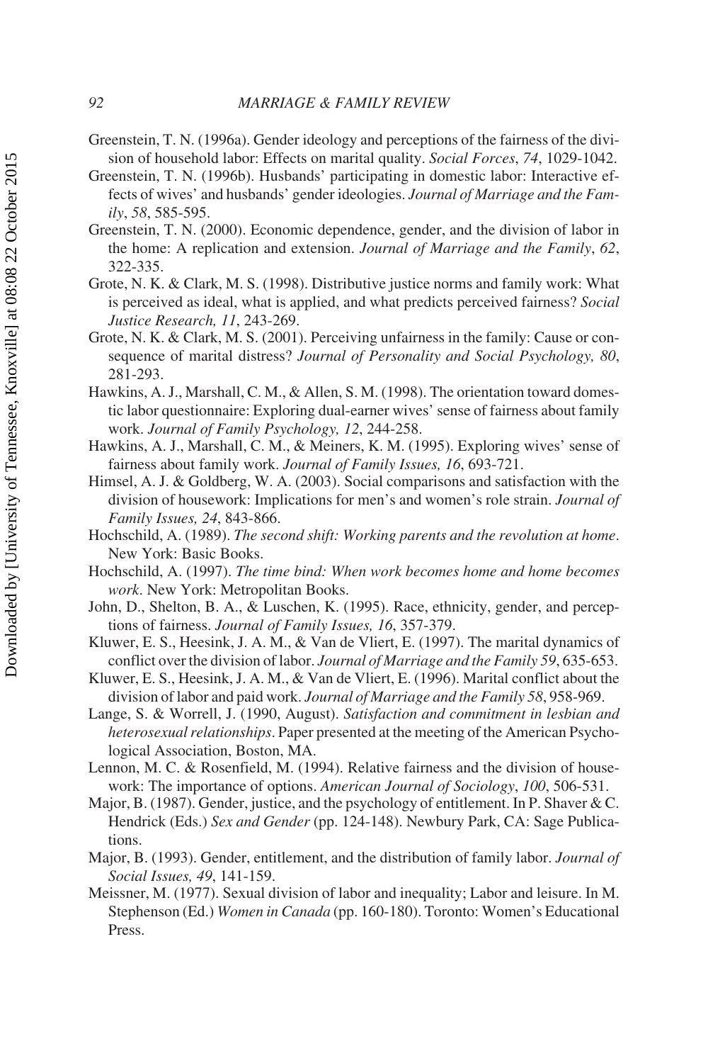Greenstein, T. N. (1996a). Gender ideology and perceptions of the fairness of the division of household labor: Effects on marital quality. *Social Forces*, *74*, 1029-1042.

Greenstein, T. N. (1996b). Husbands' participating in domestic labor: Interactive effects of wives' and husbands' gender ideologies. *Journal of Marriage and the Family*, *58*, 585-595.

Greenstein, T. N. (2000). Economic dependence, gender, and the division of labor in the home: A replication and extension. *Journal of Marriage and the Family*, *62*, 322-335.

Grote, N. K. & Clark, M. S. (1998). Distributive justice norms and family work: What is perceived as ideal, what is applied, and what predicts perceived fairness? *Social Justice Research, 11*, 243-269.

Grote, N. K. & Clark, M. S. (2001). Perceiving unfairness in the family: Cause or consequence of marital distress? *Journal of Personality and Social Psychology, 80*, 281-293.

Hawkins, A. J., Marshall, C. M., & Allen, S. M. (1998). The orientation toward domestic labor questionnaire: Exploring dual-earner wives' sense of fairness about family work. *Journal of Family Psychology, 12*, 244-258.

Hawkins, A. J., Marshall, C. M., & Meiners, K. M. (1995). Exploring wives' sense of fairness about family work. *Journal of Family Issues, 16*, 693-721.

Himsel, A. J. & Goldberg, W. A. (2003). Social comparisons and satisfaction with the division of housework: Implications for men's and women's role strain. *Journal of Family Issues, 24*, 843-866.

Hochschild, A. (1989). *The second shift: Working parents and the revolution at home*. New York: Basic Books.

Hochschild, A. (1997). *The time bind: When work becomes home and home becomes work*. New York: Metropolitan Books.

John, D., Shelton, B. A., & Luschen, K. (1995). Race, ethnicity, gender, and perceptions of fairness. *Journal of Family Issues, 16*, 357-379.

Kluwer, E. S., Heesink, J. A. M., & Van de Vliert, E. (1997). The marital dynamics of conflict over the division of labor. *Journal of Marriage and the Family 59*, 635-653.

Kluwer, E. S., Heesink, J. A. M., & Van de Vliert, E. (1996). Marital conflict about the division of labor and paid work. *Journal of Marriage and the Family 58*, 958-969.

Lange, S. & Worrell, J. (1990, August). *Satisfaction and commitment in lesbian and heterosexual relationships*. Paper presented at the meeting of the American Psychological Association, Boston, MA.

Lennon, M. C. & Rosenfield, M. (1994). Relative fairness and the division of housework: The importance of options. *American Journal of Sociology*, *100*, 506-531.

Major, B. (1987). Gender, justice, and the psychology of entitlement. In P. Shaver & C. Hendrick (Eds.) *Sex and Gender* (pp. 124-148). Newbury Park, CA: Sage Publications.

Major, B. (1993). Gender, entitlement, and the distribution of family labor. *Journal of Social Issues, 49*, 141-159.

Meissner, M. (1977). Sexual division of labor and inequality; Labor and leisure. In M. Stephenson (Ed.) *Women in Canada* (pp. 160-180). Toronto: Women's Educational Press.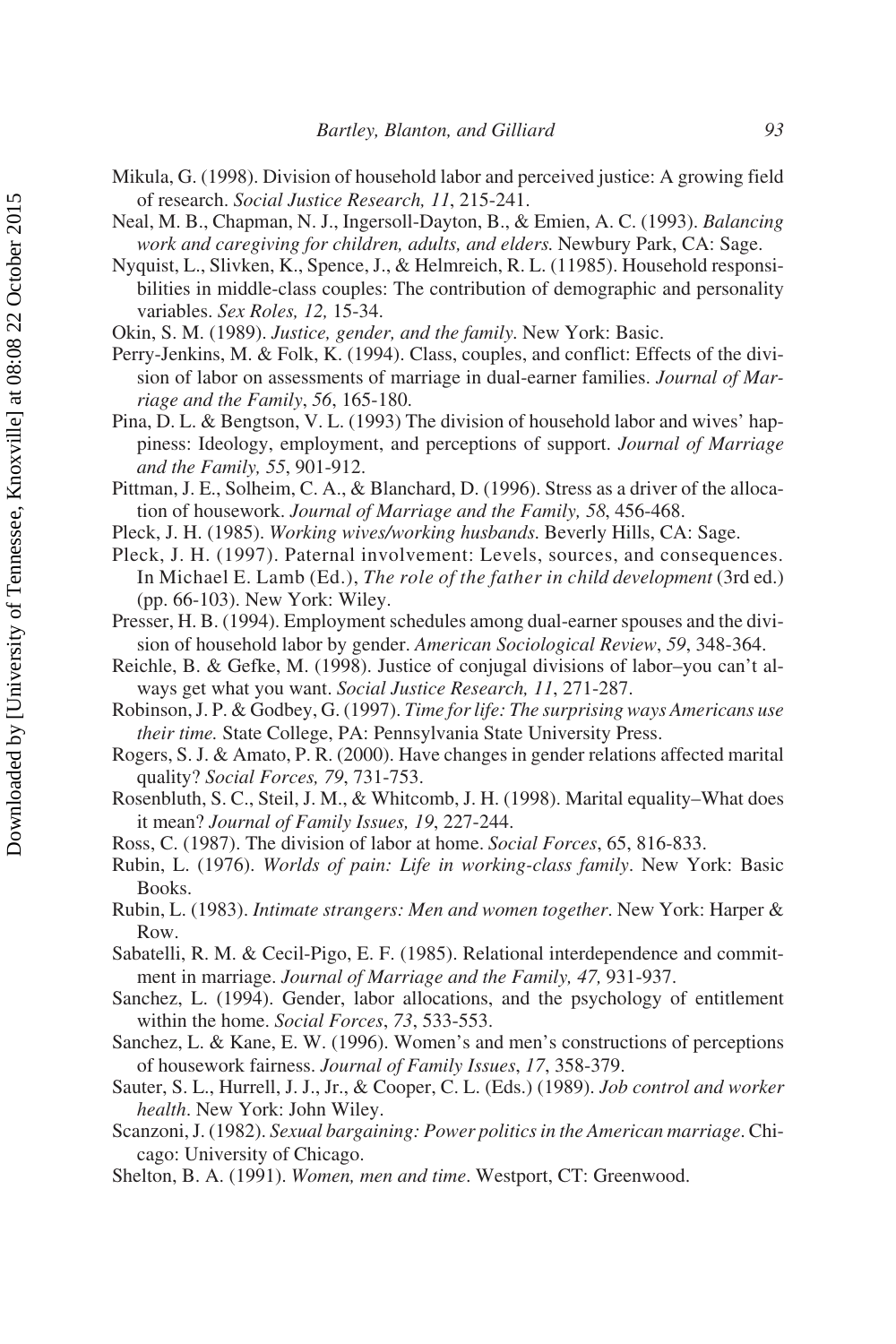Mikula, G. (1998). Division of household labor and perceived justice: A growing field of research. *Social Justice Research, 11*, 215-241.

Neal, M. B., Chapman, N. J., Ingersoll-Dayton, B., & Emien, A. C. (1993). *Balancing work and caregiving for children, adults, and elders.* Newbury Park, CA: Sage.

Nyquist, L., Slivken, K., Spence, J., & Helmreich, R. L. (11985). Household responsibilities in middle-class couples: The contribution of demographic and personality variables. *Sex Roles, 12,* 15-34.

Okin, S. M. (1989). *Justice, gender, and the family*. New York: Basic.

Perry-Jenkins, M. & Folk, K. (1994). Class, couples, and conflict: Effects of the division of labor on assessments of marriage in dual-earner families. *Journal of Marriage and the Family*, *56*, 165-180.

Pina, D. L. & Bengtson, V. L. (1993) The division of household labor and wives' happiness: Ideology, employment, and perceptions of support. *Journal of Marriage and the Family, 55*, 901-912.

Pittman, J. E., Solheim, C. A., & Blanchard, D. (1996). Stress as a driver of the allocation of housework. *Journal of Marriage and the Family, 58*, 456-468.

Pleck, J. H. (1985). *Working wives/working husbands*. Beverly Hills, CA: Sage.

Pleck, J. H. (1997). Paternal involvement: Levels, sources, and consequences. In Michael E. Lamb (Ed.), *The role of the father in child development* (3rd ed.) (pp. 66-103). New York: Wiley.

Presser, H. B. (1994). Employment schedules among dual-earner spouses and the division of household labor by gender. *American Sociological Review*, *59*, 348-364.

Reichle, B. & Gefke, M. (1998). Justice of conjugal divisions of labor–you can't always get what you want. *Social Justice Research, 11*, 271-287.

Robinson, J. P. & Godbey, G. (1997). *Time for life: The surprising ways Americans use their time.* State College, PA: Pennsylvania State University Press.

Rogers, S. J. & Amato, P. R. (2000). Have changes in gender relations affected marital quality? *Social Forces, 79*, 731-753.

Rosenbluth, S. C., Steil, J. M., & Whitcomb, J. H. (1998). Marital equality–What does it mean? *Journal of Family Issues, 19*, 227-244.

Ross, C. (1987). The division of labor at home. *Social Forces*, 65, 816-833.

Rubin, L. (1976). *Worlds of pain: Life in working-class family*. New York: Basic Books.

Rubin, L. (1983). *Intimate strangers: Men and women together*. New York: Harper & Row.

Sabatelli, R. M. & Cecil-Pigo, E. F. (1985). Relational interdependence and commitment in marriage. *Journal of Marriage and the Family, 47,* 931-937.

Sanchez, L. (1994). Gender, labor allocations, and the psychology of entitlement within the home. *Social Forces*, *73*, 533-553.

Sanchez, L. & Kane, E. W. (1996). Women's and men's constructions of perceptions of housework fairness. *Journal of Family Issues*, *17*, 358-379.

Sauter, S. L., Hurrell, J. J., Jr., & Cooper, C. L. (Eds.) (1989). *Job control and worker health*. New York: John Wiley.

Scanzoni, J. (1982). *Sexual bargaining: Power politics in the American marriage*. Chicago: University of Chicago.

Shelton, B. A. (1991). *Women, men and time*. Westport, CT: Greenwood.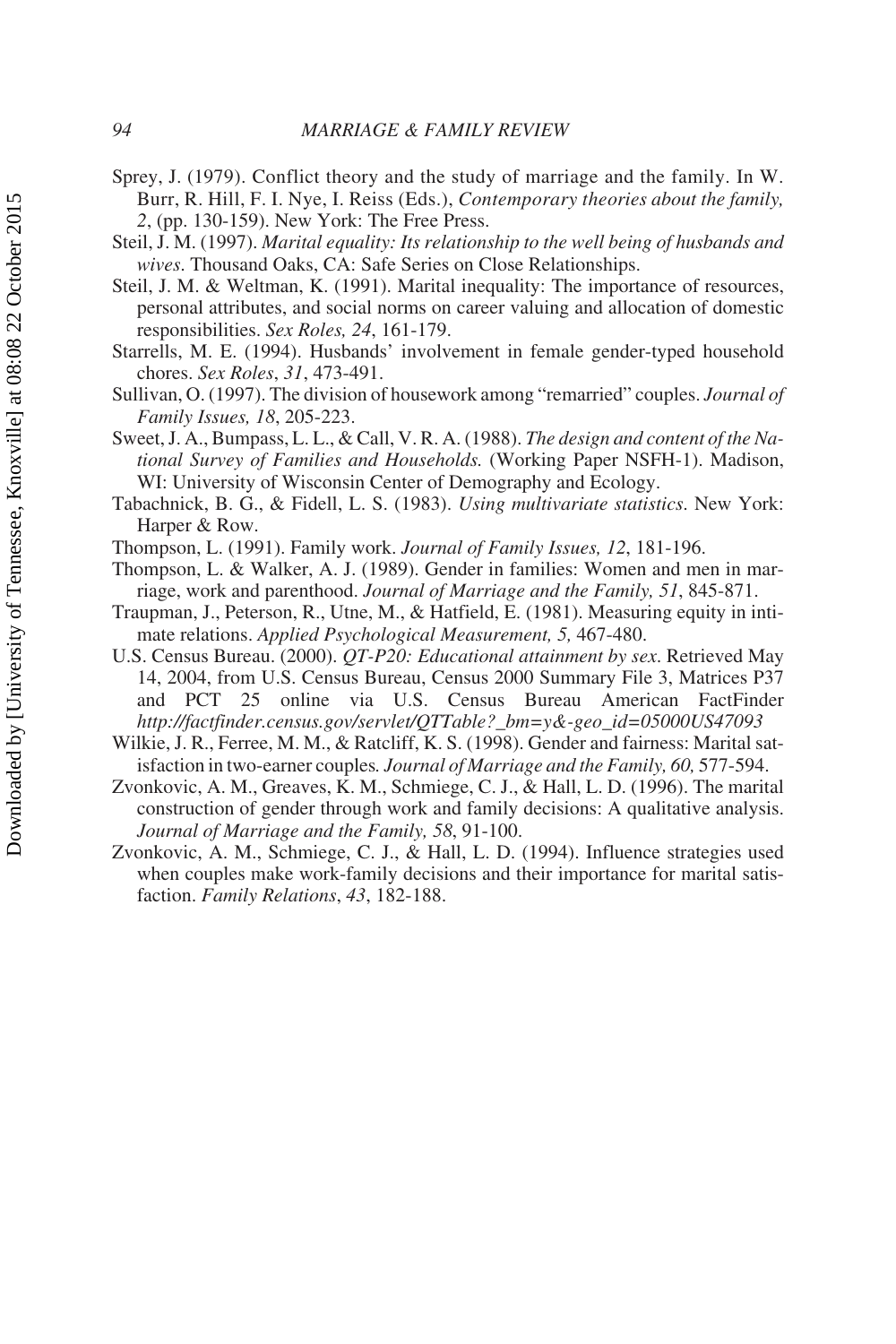Sprey, J. (1979). Conflict theory and the study of marriage and the family. In W. Burr, R. Hill, F. I. Nye, I. Reiss (Eds.), *Contemporary theories about the family, 2*, (pp. 130-159). New York: The Free Press.

Steil, J. M. (1997). *Marital equality: Its relationship to the well being of husbands and wives*. Thousand Oaks, CA: Safe Series on Close Relationships.

Steil, J. M. & Weltman, K. (1991). Marital inequality: The importance of resources, personal attributes, and social norms on career valuing and allocation of domestic responsibilities. *Sex Roles, 24*, 161-179.

Starrells, M. E. (1994). Husbands' involvement in female gender-typed household chores. *Sex Roles*, *31*, 473-491.

Sullivan, O. (1997). The division of housework among "remarried" couples. *Journal of Family Issues, 18*, 205-223.

Sweet, J. A., Bumpass, L. L., & Call, V. R. A. (1988). *The design and content of the National Survey of Families and Households.* (Working Paper NSFH-1). Madison, WI: University of Wisconsin Center of Demography and Ecology.

Tabachnick, B. G., & Fidell, L. S. (1983). *Using multivariate statistics*. New York: Harper & Row.

Thompson, L. (1991). Family work. *Journal of Family Issues, 12*, 181-196.

Thompson, L. & Walker, A. J. (1989). Gender in families: Women and men in marriage, work and parenthood. *Journal of Marriage and the Family, 51*, 845-871.

Traupman, J., Peterson, R., Utne, M., & Hatfield, E. (1981). Measuring equity in intimate relations. *Applied Psychological Measurement, 5,* 467-480.

U.S. Census Bureau. (2000). *QT-P20: Educational attainment by sex.* Retrieved May 14, 2004, from U.S. Census Bureau, Census 2000 Summary File 3, Matrices P37 and PCT 25 online via U.S. Census Bureau American FactFinder *http://factfinder.census.gov/servlet/QTTable?_bm=y&-geo_id=05000US47093*

Wilkie, J. R., Ferree, M. M., & Ratcliff, K. S. (1998). Gender and fairness: Marital satisfaction in two-earner couples*. Journal of Marriage and the Family, 60,* 577-594.

Zvonkovic, A. M., Greaves, K. M., Schmiege, C. J., & Hall, L. D. (1996). The marital construction of gender through work and family decisions: A qualitative analysis. *Journal of Marriage and the Family, 58*, 91-100.

Zvonkovic, A. M., Schmiege, C. J., & Hall, L. D. (1994). Influence strategies used when couples make work-family decisions and their importance for marital satisfaction. *Family Relations*, *43*, 182-188.